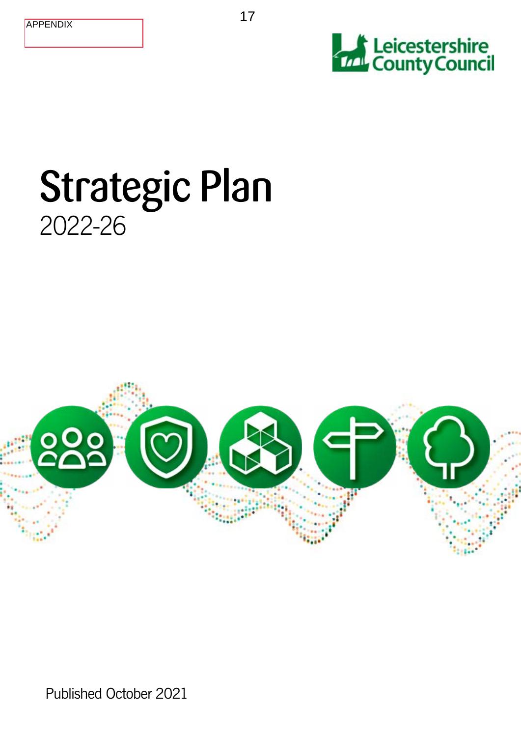APPENDIX

Leicestershire County Council

# Strategic Plan

2022-26

Published October 2021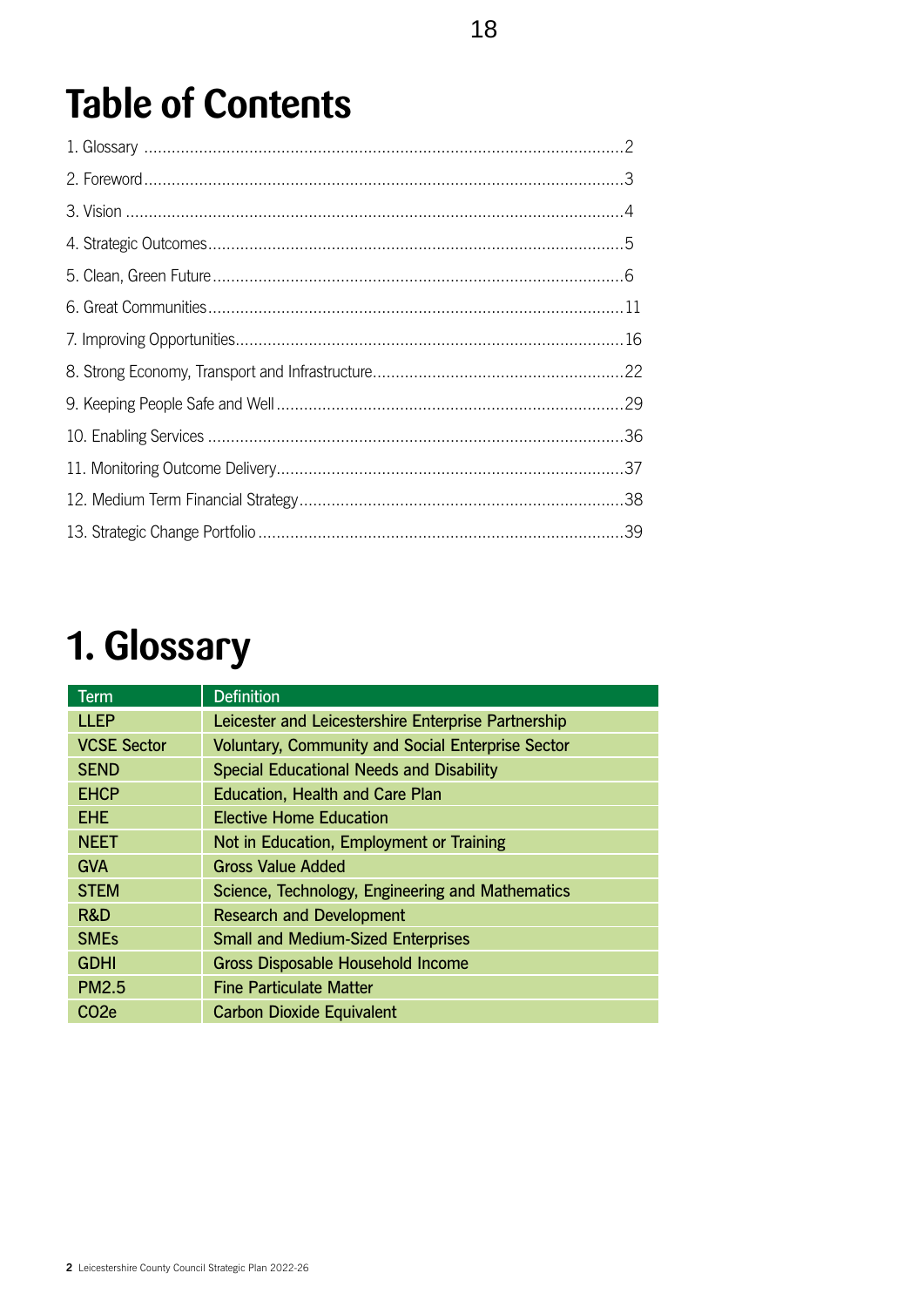# Table of Contents

1. Glossary ....................................................................................................2
2. Foreword ....................................................................................................3
3. Vision ........................................................................................................4
4. Strategic Outcomes ....................................................................................5
5. Clean, Green Future ....................................................................................6
6. Great Communities ...................................................................................11
7. Improving Opportunities ............................................................................16
8. Strong Economy, Transport and Infrastructure ..........................................22
9. Keeping People Safe and Well ..................................................................29
10. Enabling Services ...................................................................................36
11. Monitoring Outcome Delivery ..................................................................37
12. Medium Term Financial Strategy .............................................................38
13. Strategic Change Portfolio .......................................................................39

# 1. Glossary

| Term | Definition |
| --- | --- |
| LLEP | Leicester and Leicestershire Enterprise Partnership |
| VCSE Sector | Voluntary, Community and Social Enterprise Sector |
| SEND | Special Educational Needs and Disability |
| EHCP | Education, Health and Care Plan |
| EHE | Elective Home Education |
| NEET | Not in Education, Employment or Training |
| GVA | Gross Value Added |
| STEM | Science, Technology, Engineering and Mathematics |
| R&D | Research and Development |
| SMEs | Small and Medium-Sized Enterprises |
| GDHI | Gross Disposable Household Income |
| PM2.5 | Fine Particulate Matter |
| $CO_2e$ | Carbon Dioxide Equivalent |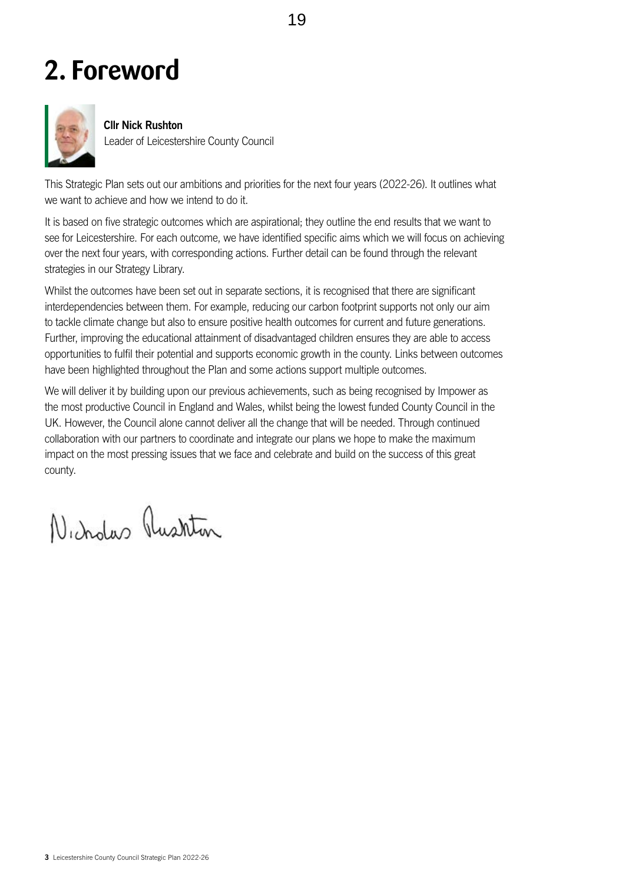# 2. Foreword

**Cllr Nick Rushton**
Leader of Leicestershire County Council

This Strategic Plan sets out our ambitions and priorities for the next four years (2022-26). It outlines what we want to achieve and how we intend to do it.

It is based on five strategic outcomes which are aspirational; they outline the end results that we want to see for Leicestershire. For each outcome, we have identified specific aims which we will focus on achieving over the next four years, with corresponding actions. Further detail can be found through the relevant strategies in our Strategy Library.

Whilst the outcomes have been set out in separate sections, it is recognised that there are significant interdependencies between them. For example, reducing our carbon footprint supports not only our aim to tackle climate change but also to ensure positive health outcomes for current and future generations. Further, improving the educational attainment of disadvantaged children ensures they are able to access opportunities to fulfil their potential and supports economic growth in the county. Links between outcomes have been highlighted throughout the Plan and some actions support multiple outcomes.

We will deliver it by building upon our previous achievements, such as being recognised by Impower as the most productive Council in England and Wales, whilst being the lowest funded County Council in the UK. However, the Council alone cannot deliver all the change that will be needed. Through continued collaboration with our partners to coordinate and integrate our plans we hope to make the maximum impact on the most pressing issues that we face and celebrate and build on the success of this great county.

Nicholas Rushton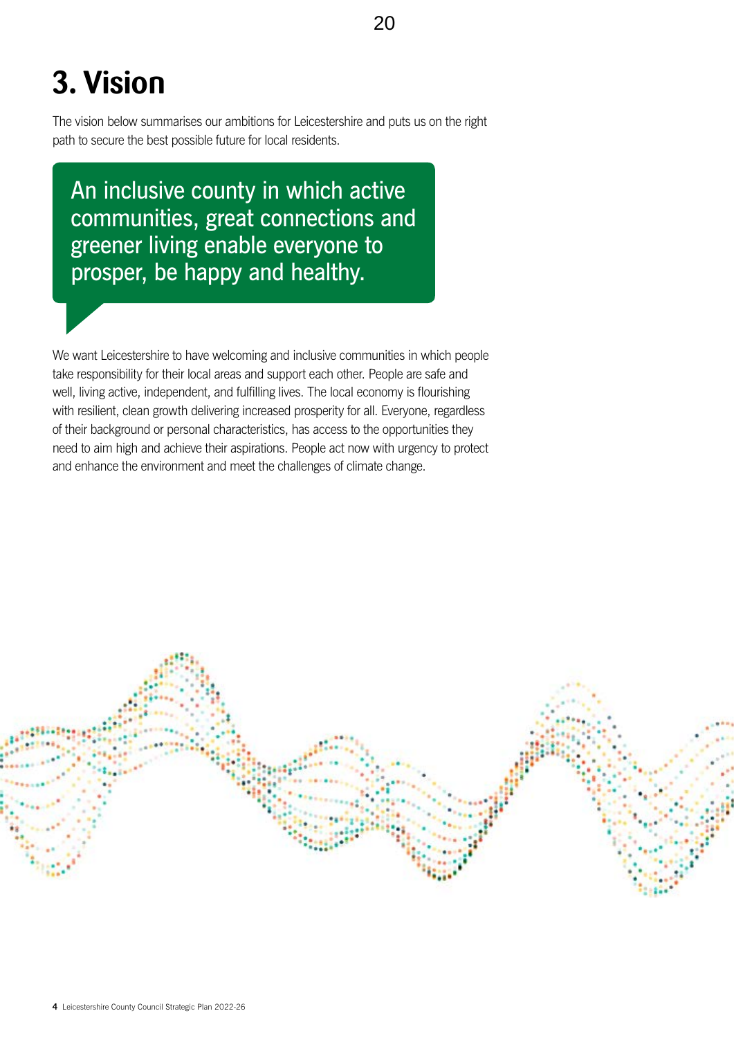# 3. Vision

The vision below summarises our ambitions for Leicestershire and puts us on the right path to secure the best possible future for local residents.

> An inclusive county in which active communities, great connections and greener living enable everyone to prosper, be happy and healthy.

We want Leicestershire to have welcoming and inclusive communities in which people take responsibility for their local areas and support each other. People are safe and well, living active, independent, and fulfilling lives. The local economy is flourishing with resilient, clean growth delivering increased prosperity for all. Everyone, regardless of their background or personal characteristics, has access to the opportunities they need to aim high and achieve their aspirations. People act now with urgency to protect and enhance the environment and meet the challenges of climate change.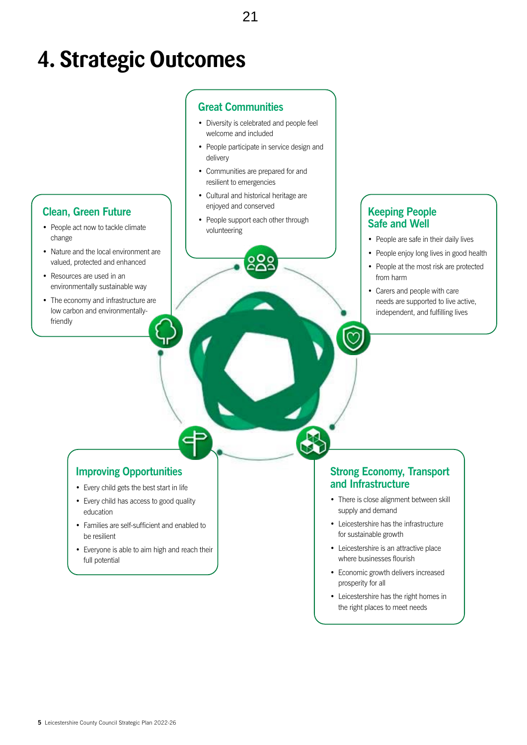# 4. Strategic Outcomes

## Great Communities

- Diversity is celebrated and people feel welcome and included
- People participate in service design and delivery
- Communities are prepared for and resilient to emergencies
- Cultural and historical heritage are enjoyed and conserved
- People support each other through volunteering

## Clean, Green Future

- People act now to tackle climate change
- Nature and the local environment are valued, protected and enhanced
- Resources are used in an environmentally sustainable way
- The economy and infrastructure are low carbon and environmentally-friendly

## Keeping People Safe and Well

- People are safe in their daily lives
- People enjoy long lives in good health
- People at the most risk are protected from harm
- Carers and people with care needs are supported to live active, independent, and fulfilling lives

## Improving Opportunities

- Every child gets the best start in life
- Every child has access to good quality education
- Families are self-sufficient and enabled to be resilient
- Everyone is able to aim high and reach their full potential

## Strong Economy, Transport and Infrastructure

- There is close alignment between skill supply and demand
- Leicestershire has the infrastructure for sustainable growth
- Leicestershire is an attractive place where businesses flourish
- Economic growth delivers increased prosperity for all
- Leicestershire has the right homes in the right places to meet needs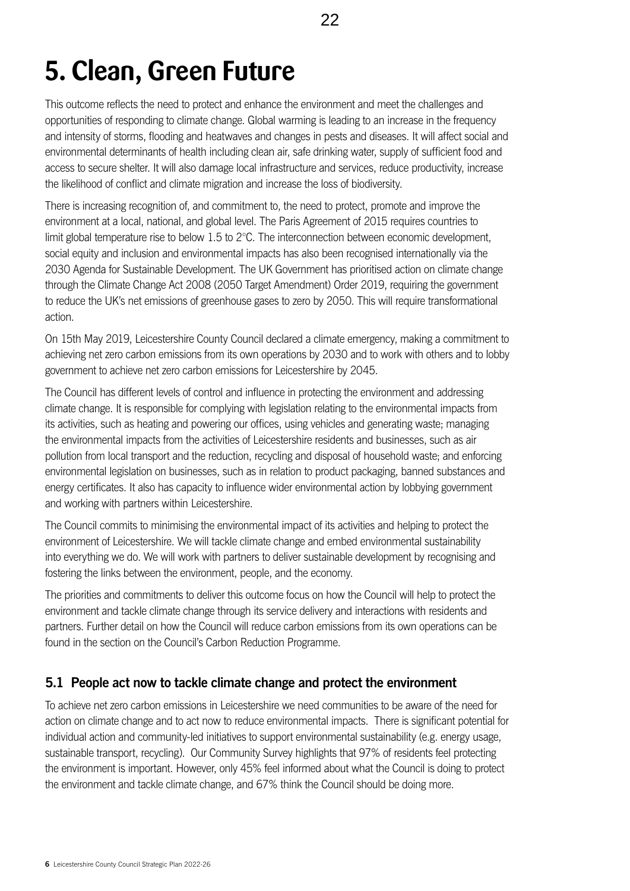# 5. Clean, Green Future

This outcome reflects the need to protect and enhance the environment and meet the challenges and opportunities of responding to climate change. Global warming is leading to an increase in the frequency and intensity of storms, flooding and heatwaves and changes in pests and diseases. It will affect social and environmental determinants of health including clean air, safe drinking water, supply of sufficient food and access to secure shelter. It will also damage local infrastructure and services, reduce productivity, increase the likelihood of conflict and climate migration and increase the loss of biodiversity.

There is increasing recognition of, and commitment to, the need to protect, promote and improve the environment at a local, national, and global level. The Paris Agreement of 2015 requires countries to limit global temperature rise to below 1.5 to 2°C. The interconnection between economic development, social equity and inclusion and environmental impacts has also been recognised internationally via the 2030 Agenda for Sustainable Development. The UK Government has prioritised action on climate change through the Climate Change Act 2008 (2050 Target Amendment) Order 2019, requiring the government to reduce the UK's net emissions of greenhouse gases to zero by 2050. This will require transformational action.

On 15th May 2019, Leicestershire County Council declared a climate emergency, making a commitment to achieving net zero carbon emissions from its own operations by 2030 and to work with others and to lobby government to achieve net zero carbon emissions for Leicestershire by 2045.

The Council has different levels of control and influence in protecting the environment and addressing climate change. It is responsible for complying with legislation relating to the environmental impacts from its activities, such as heating and powering our offices, using vehicles and generating waste; managing the environmental impacts from the activities of Leicestershire residents and businesses, such as air pollution from local transport and the reduction, recycling and disposal of household waste; and enforcing environmental legislation on businesses, such as in relation to product packaging, banned substances and energy certificates. It also has capacity to influence wider environmental action by lobbying government and working with partners within Leicestershire.

The Council commits to minimising the environmental impact of its activities and helping to protect the environment of Leicestershire. We will tackle climate change and embed environmental sustainability into everything we do. We will work with partners to deliver sustainable development by recognising and fostering the links between the environment, people, and the economy.

The priorities and commitments to deliver this outcome focus on how the Council will help to protect the environment and tackle climate change through its service delivery and interactions with residents and partners. Further detail on how the Council will reduce carbon emissions from its own operations can be found in the section on the Council's Carbon Reduction Programme.

## 5.1 People act now to tackle climate change and protect the environment

To achieve net zero carbon emissions in Leicestershire we need communities to be aware of the need for action on climate change and to act now to reduce environmental impacts. There is significant potential for individual action and community-led initiatives to support environmental sustainability (e.g. energy usage, sustainable transport, recycling). Our Community Survey highlights that 97% of residents feel protecting the environment is important. However, only 45% feel informed about what the Council is doing to protect the environment and tackle climate change, and 67% think the Council should be doing more.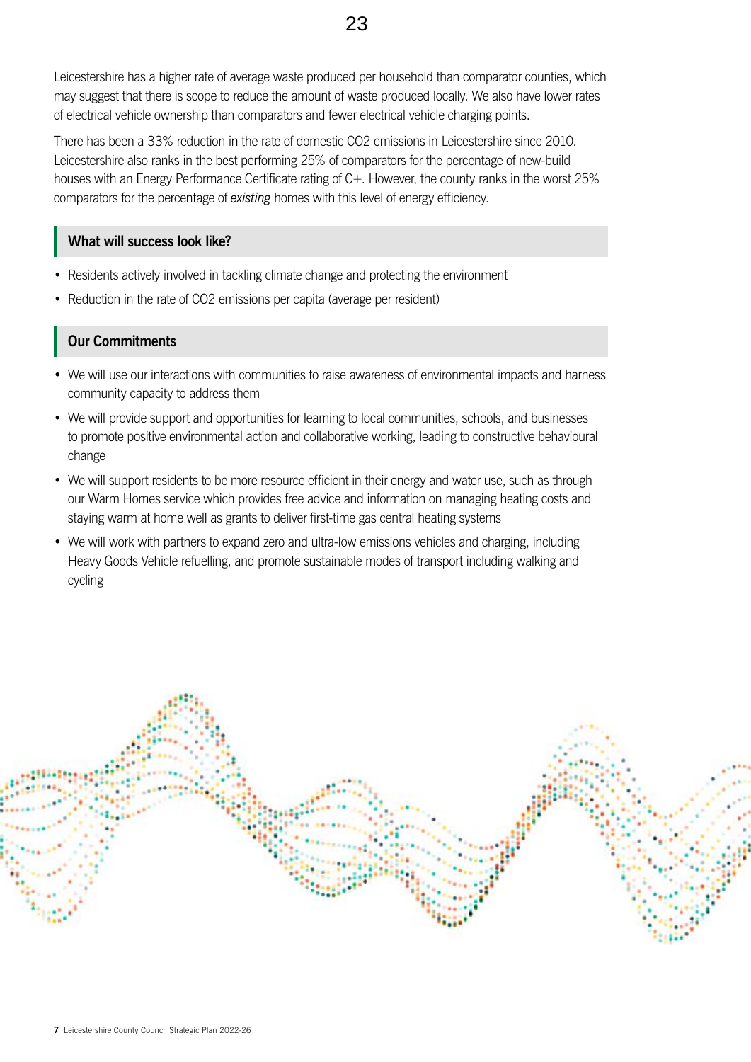Leicestershire has a higher rate of average waste produced per household than comparator counties, which may suggest that there is scope to reduce the amount of waste produced locally. We also have lower rates of electrical vehicle ownership than comparators and fewer electrical vehicle charging points.

There has been a 33% reduction in the rate of domestic CO2 emissions in Leicestershire since 2010. Leicestershire also ranks in the best performing 25% of comparators for the percentage of new-build houses with an Energy Performance Certificate rating of C+. However, the county ranks in the worst 25% comparators for the percentage of *existing* homes with this level of energy efficiency.

### What will success look like?

- Residents actively involved in tackling climate change and protecting the environment
- Reduction in the rate of CO2 emissions per capita (average per resident)

### Our Commitments

- We will use our interactions with communities to raise awareness of environmental impacts and harness community capacity to address them
- We will provide support and opportunities for learning to local communities, schools, and businesses to promote positive environmental action and collaborative working, leading to constructive behavioural change
- We will support residents to be more resource efficient in their energy and water use, such as through our Warm Homes service which provides free advice and information on managing heating costs and staying warm at home well as grants to deliver first-time gas central heating systems
- We will work with partners to expand zero and ultra-low emissions vehicles and charging, including Heavy Goods Vehicle refuelling, and promote sustainable modes of transport including walking and cycling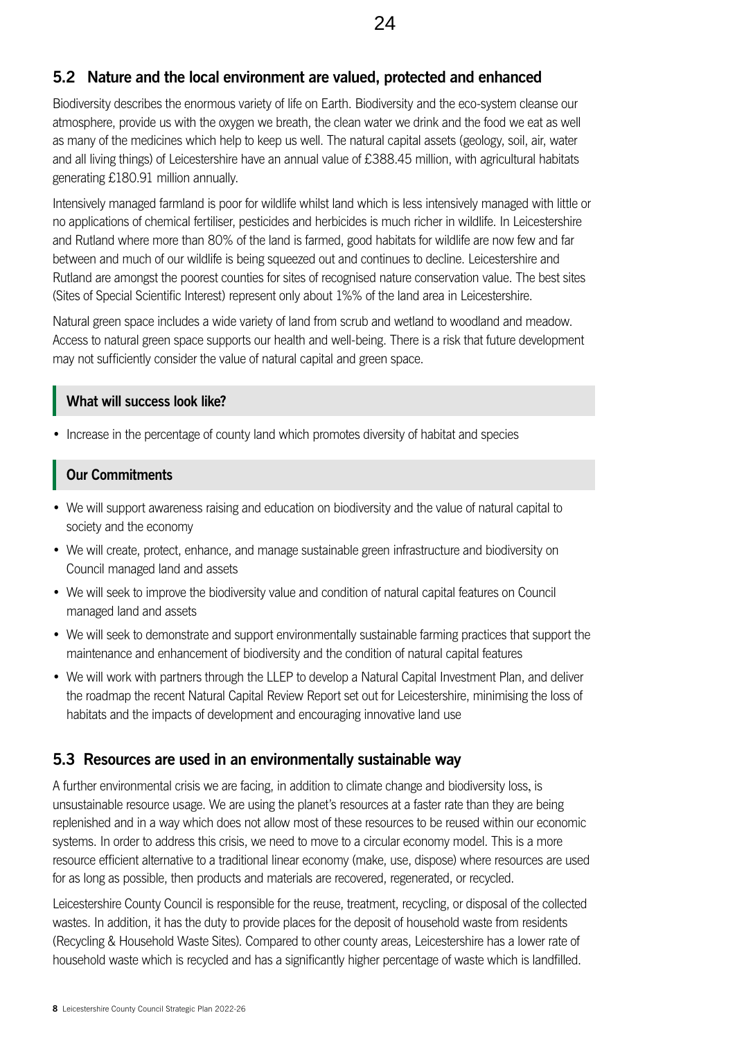## 5.2 Nature and the local environment are valued, protected and enhanced

Biodiversity describes the enormous variety of life on Earth. Biodiversity and the eco-system cleanse our atmosphere, provide us with the oxygen we breath, the clean water we drink and the food we eat as well as many of the medicines which help to keep us well. The natural capital assets (geology, soil, air, water and all living things) of Leicestershire have an annual value of £388.45 million, with agricultural habitats generating £180.91 million annually.

Intensively managed farmland is poor for wildlife whilst land which is less intensively managed with little or no applications of chemical fertiliser, pesticides and herbicides is much richer in wildlife. In Leicestershire and Rutland where more than 80% of the land is farmed, good habitats for wildlife are now few and far between and much of our wildlife is being squeezed out and continues to decline. Leicestershire and Rutland are amongst the poorest counties for sites of recognised nature conservation value. The best sites (Sites of Special Scientific Interest) represent only about 1%% of the land area in Leicestershire.

Natural green space includes a wide variety of land from scrub and wetland to woodland and meadow. Access to natural green space supports our health and well-being. There is a risk that future development may not sufficiently consider the value of natural capital and green space.

### What will success look like?

- Increase in the percentage of county land which promotes diversity of habitat and species

### Our Commitments

- We will support awareness raising and education on biodiversity and the value of natural capital to society and the economy
- We will create, protect, enhance, and manage sustainable green infrastructure and biodiversity on Council managed land and assets
- We will seek to improve the biodiversity value and condition of natural capital features on Council managed land and assets
- We will seek to demonstrate and support environmentally sustainable farming practices that support the maintenance and enhancement of biodiversity and the condition of natural capital features
- We will work with partners through the LLEP to develop a Natural Capital Investment Plan, and deliver the roadmap the recent Natural Capital Review Report set out for Leicestershire, minimising the loss of habitats and the impacts of development and encouraging innovative land use

## 5.3 Resources are used in an environmentally sustainable way

A further environmental crisis we are facing, in addition to climate change and biodiversity loss, is unsustainable resource usage. We are using the planet's resources at a faster rate than they are being replenished and in a way which does not allow most of these resources to be reused within our economic systems. In order to address this crisis, we need to move to a circular economy model. This is a more resource efficient alternative to a traditional linear economy (make, use, dispose) where resources are used for as long as possible, then products and materials are recovered, regenerated, or recycled.

Leicestershire County Council is responsible for the reuse, treatment, recycling, or disposal of the collected wastes. In addition, it has the duty to provide places for the deposit of household waste from residents (Recycling & Household Waste Sites). Compared to other county areas, Leicestershire has a lower rate of household waste which is recycled and has a significantly higher percentage of waste which is landfilled.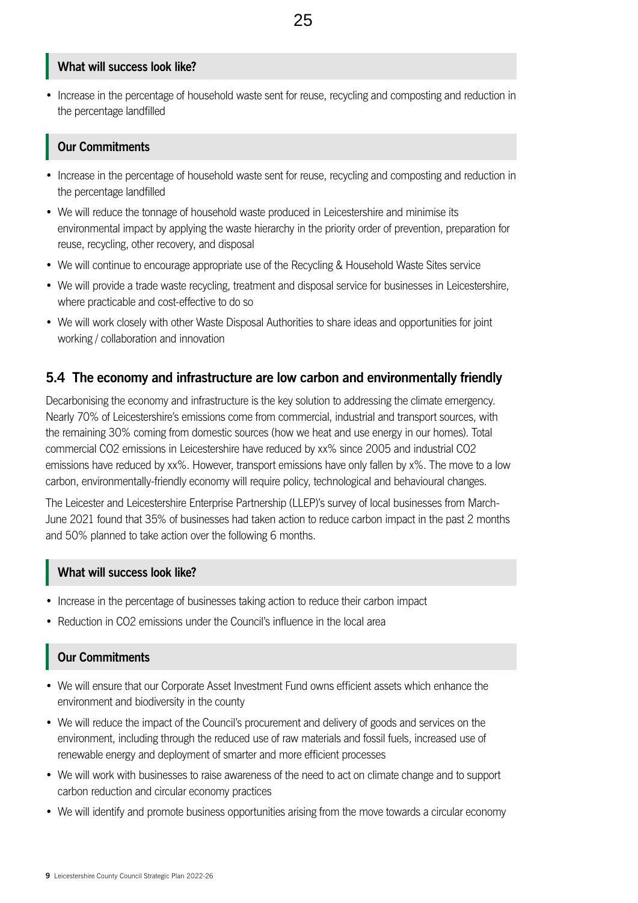### What will success look like?

- Increase in the percentage of household waste sent for reuse, recycling and composting and reduction in the percentage landfilled

### Our Commitments

- Increase in the percentage of household waste sent for reuse, recycling and composting and reduction in the percentage landfilled
- We will reduce the tonnage of household waste produced in Leicestershire and minimise its environmental impact by applying the waste hierarchy in the priority order of prevention, preparation for reuse, recycling, other recovery, and disposal
- We will continue to encourage appropriate use of the Recycling & Household Waste Sites service
- We will provide a trade waste recycling, treatment and disposal service for businesses in Leicestershire, where practicable and cost-effective to do so
- We will work closely with other Waste Disposal Authorities to share ideas and opportunities for joint working / collaboration and innovation

## 5.4 The economy and infrastructure are low carbon and environmentally friendly

Decarbonising the economy and infrastructure is the key solution to addressing the climate emergency. Nearly 70% of Leicestershire's emissions come from commercial, industrial and transport sources, with the remaining 30% coming from domestic sources (how we heat and use energy in our homes). Total commercial $CO_2$ emissions in Leicestershire have reduced by xx% since 2005 and industrial $CO_2$ emissions have reduced by xx%. However, transport emissions have only fallen by x%. The move to a low carbon, environmentally-friendly economy will require policy, technological and behavioural changes.

The Leicester and Leicestershire Enterprise Partnership (LLEP)'s survey of local businesses from March-June 2021 found that 35% of businesses had taken action to reduce carbon impact in the past 2 months and 50% planned to take action over the following 6 months.

### What will success look like?

- Increase in the percentage of businesses taking action to reduce their carbon impact
- Reduction in $CO_2$ emissions under the Council's influence in the local area

### Our Commitments

- We will ensure that our Corporate Asset Investment Fund owns efficient assets which enhance the environment and biodiversity in the county
- We will reduce the impact of the Council's procurement and delivery of goods and services on the environment, including through the reduced use of raw materials and fossil fuels, increased use of renewable energy and deployment of smarter and more efficient processes
- We will work with businesses to raise awareness of the need to act on climate change and to support carbon reduction and circular economy practices
- We will identify and promote business opportunities arising from the move towards a circular economy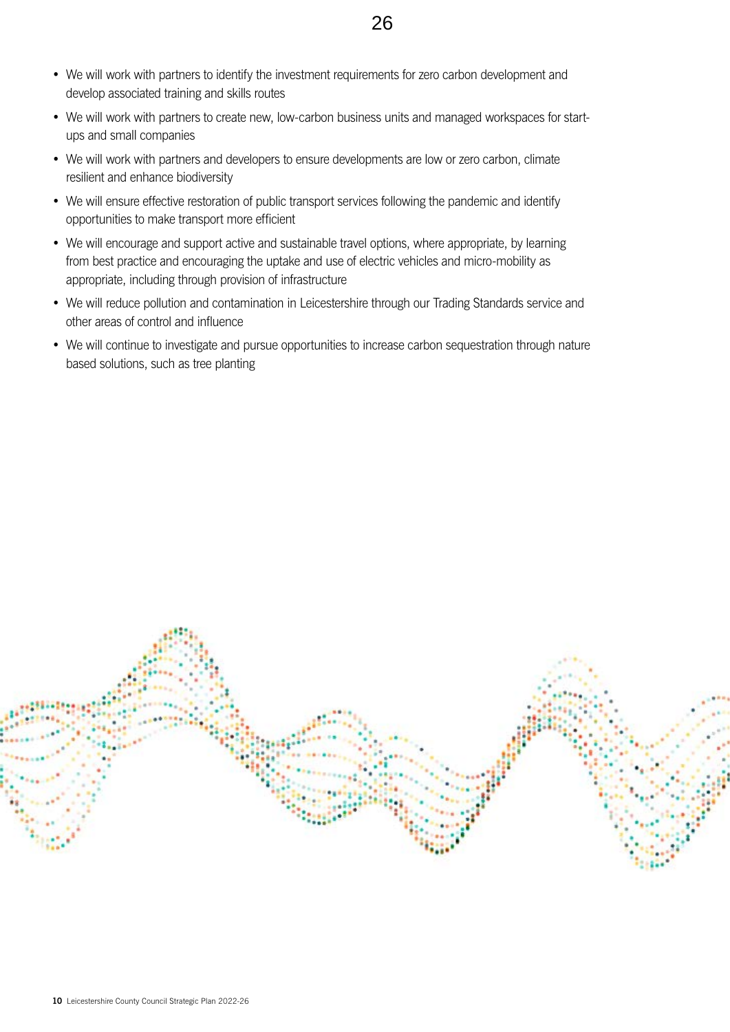- We will work with partners to identify the investment requirements for zero carbon development and develop associated training and skills routes
- We will work with partners to create new, low-carbon business units and managed workspaces for start-ups and small companies
- We will work with partners and developers to ensure developments are low or zero carbon, climate resilient and enhance biodiversity
- We will ensure effective restoration of public transport services following the pandemic and identify opportunities to make transport more efficient
- We will encourage and support active and sustainable travel options, where appropriate, by learning from best practice and encouraging the uptake and use of electric vehicles and micro-mobility as appropriate, including through provision of infrastructure
- We will reduce pollution and contamination in Leicestershire through our Trading Standards service and other areas of control and influence
- We will continue to investigate and pursue opportunities to increase carbon sequestration through nature based solutions, such as tree planting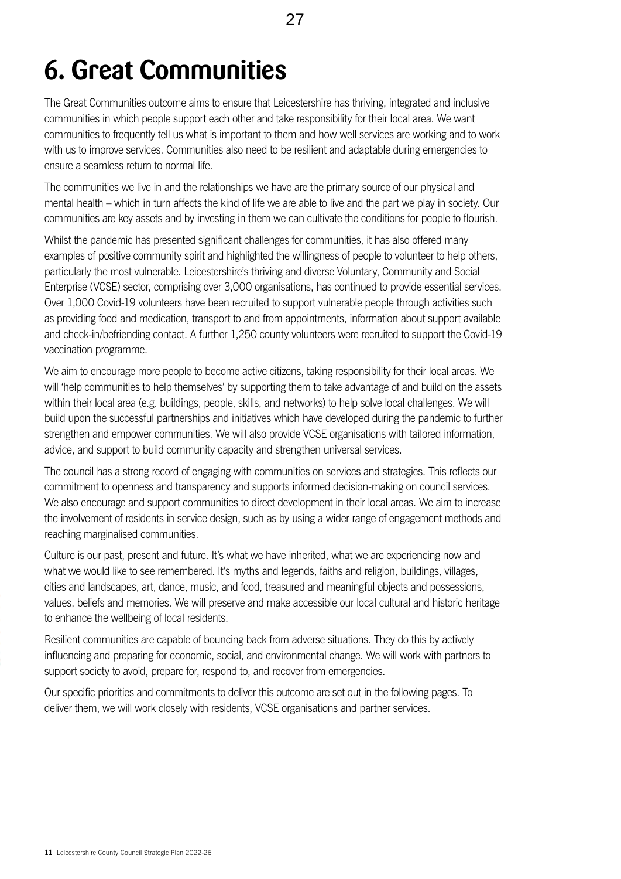# 6. Great Communities

The Great Communities outcome aims to ensure that Leicestershire has thriving, integrated and inclusive communities in which people support each other and take responsibility for their local area. We want communities to frequently tell us what is important to them and how well services are working and to work with us to improve services. Communities also need to be resilient and adaptable during emergencies to ensure a seamless return to normal life.

The communities we live in and the relationships we have are the primary source of our physical and mental health – which in turn affects the kind of life we are able to live and the part we play in society. Our communities are key assets and by investing in them we can cultivate the conditions for people to flourish.

Whilst the pandemic has presented significant challenges for communities, it has also offered many examples of positive community spirit and highlighted the willingness of people to volunteer to help others, particularly the most vulnerable. Leicestershire's thriving and diverse Voluntary, Community and Social Enterprise (VCSE) sector, comprising over 3,000 organisations, has continued to provide essential services. Over 1,000 Covid-19 volunteers have been recruited to support vulnerable people through activities such as providing food and medication, transport to and from appointments, information about support available and check-in/befriending contact. A further 1,250 county volunteers were recruited to support the Covid-19 vaccination programme.

We aim to encourage more people to become active citizens, taking responsibility for their local areas. We will 'help communities to help themselves' by supporting them to take advantage of and build on the assets within their local area (e.g. buildings, people, skills, and networks) to help solve local challenges. We will build upon the successful partnerships and initiatives which have developed during the pandemic to further strengthen and empower communities. We will also provide VCSE organisations with tailored information, advice, and support to build community capacity and strengthen universal services.

The council has a strong record of engaging with communities on services and strategies. This reflects our commitment to openness and transparency and supports informed decision-making on council services. We also encourage and support communities to direct development in their local areas. We aim to increase the involvement of residents in service design, such as by using a wider range of engagement methods and reaching marginalised communities.

Culture is our past, present and future. It's what we have inherited, what we are experiencing now and what we would like to see remembered. It's myths and legends, faiths and religion, buildings, villages, cities and landscapes, art, dance, music, and food, treasured and meaningful objects and possessions, values, beliefs and memories. We will preserve and make accessible our local cultural and historic heritage to enhance the wellbeing of local residents.

Resilient communities are capable of bouncing back from adverse situations. They do this by actively influencing and preparing for economic, social, and environmental change. We will work with partners to support society to avoid, prepare for, respond to, and recover from emergencies.

Our specific priorities and commitments to deliver this outcome are set out in the following pages. To deliver them, we will work closely with residents, VCSE organisations and partner services.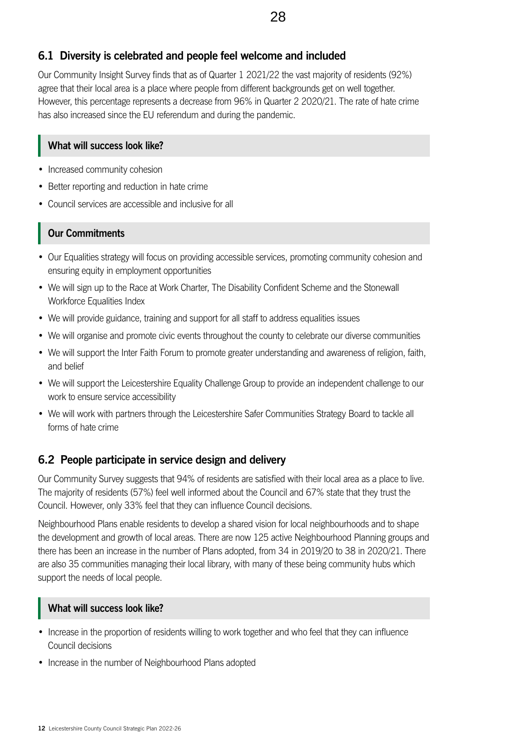## 6.1 Diversity is celebrated and people feel welcome and included

Our Community Insight Survey finds that as of Quarter 1 2021/22 the vast majority of residents (92%) agree that their local area is a place where people from different backgrounds get on well together. However, this percentage represents a decrease from 96% in Quarter 2 2020/21. The rate of hate crime has also increased since the EU referendum and during the pandemic.

### What will success look like?

- Increased community cohesion
- Better reporting and reduction in hate crime
- Council services are accessible and inclusive for all

### Our Commitments

- Our Equalities strategy will focus on providing accessible services, promoting community cohesion and ensuring equity in employment opportunities
- We will sign up to the Race at Work Charter, The Disability Confident Scheme and the Stonewall Workforce Equalities Index
- We will provide guidance, training and support for all staff to address equalities issues
- We will organise and promote civic events throughout the county to celebrate our diverse communities
- We will support the Inter Faith Forum to promote greater understanding and awareness of religion, faith, and belief
- We will support the Leicestershire Equality Challenge Group to provide an independent challenge to our work to ensure service accessibility
- We will work with partners through the Leicestershire Safer Communities Strategy Board to tackle all forms of hate crime

## 6.2 People participate in service design and delivery

Our Community Survey suggests that 94% of residents are satisfied with their local area as a place to live. The majority of residents (57%) feel well informed about the Council and 67% state that they trust the Council. However, only 33% feel that they can influence Council decisions.

Neighbourhood Plans enable residents to develop a shared vision for local neighbourhoods and to shape the development and growth of local areas. There are now 125 active Neighbourhood Planning groups and there has been an increase in the number of Plans adopted, from 34 in 2019/20 to 38 in 2020/21. There are also 35 communities managing their local library, with many of these being community hubs which support the needs of local people.

### What will success look like?

- Increase in the proportion of residents willing to work together and who feel that they can influence Council decisions
- Increase in the number of Neighbourhood Plans adopted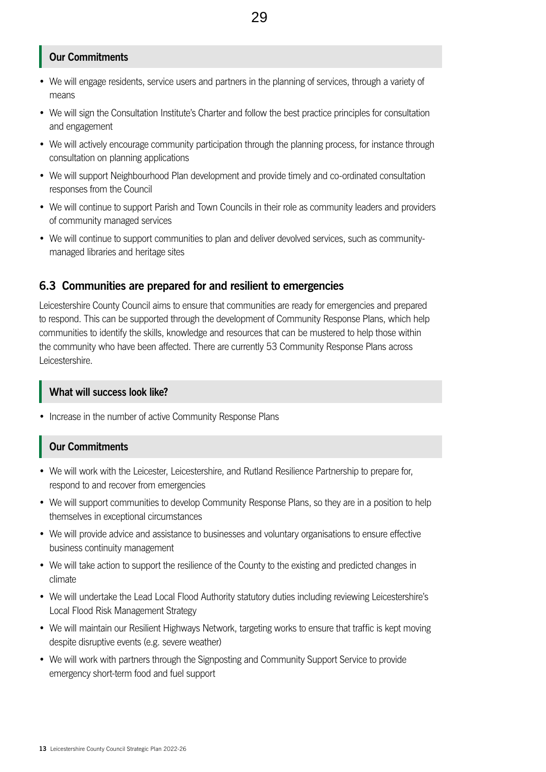#### Our Commitments

- We will engage residents, service users and partners in the planning of services, through a variety of means
- We will sign the Consultation Institute's Charter and follow the best practice principles for consultation and engagement
- We will actively encourage community participation through the planning process, for instance through consultation on planning applications
- We will support Neighbourhood Plan development and provide timely and co-ordinated consultation responses from the Council
- We will continue to support Parish and Town Councils in their role as community leaders and providers of community managed services
- We will continue to support communities to plan and deliver devolved services, such as community-managed libraries and heritage sites

### 6.3 Communities are prepared for and resilient to emergencies

Leicestershire County Council aims to ensure that communities are ready for emergencies and prepared to respond. This can be supported through the development of Community Response Plans, which help communities to identify the skills, knowledge and resources that can be mustered to help those within the community who have been affected. There are currently 53 Community Response Plans across Leicestershire.

#### What will success look like?

- Increase in the number of active Community Response Plans

#### Our Commitments

- We will work with the Leicester, Leicestershire, and Rutland Resilience Partnership to prepare for, respond to and recover from emergencies
- We will support communities to develop Community Response Plans, so they are in a position to help themselves in exceptional circumstances
- We will provide advice and assistance to businesses and voluntary organisations to ensure effective business continuity management
- We will take action to support the resilience of the County to the existing and predicted changes in climate
- We will undertake the Lead Local Flood Authority statutory duties including reviewing Leicestershire's Local Flood Risk Management Strategy
- We will maintain our Resilient Highways Network, targeting works to ensure that traffic is kept moving despite disruptive events (e.g. severe weather)
- We will work with partners through the Signposting and Community Support Service to provide emergency short-term food and fuel support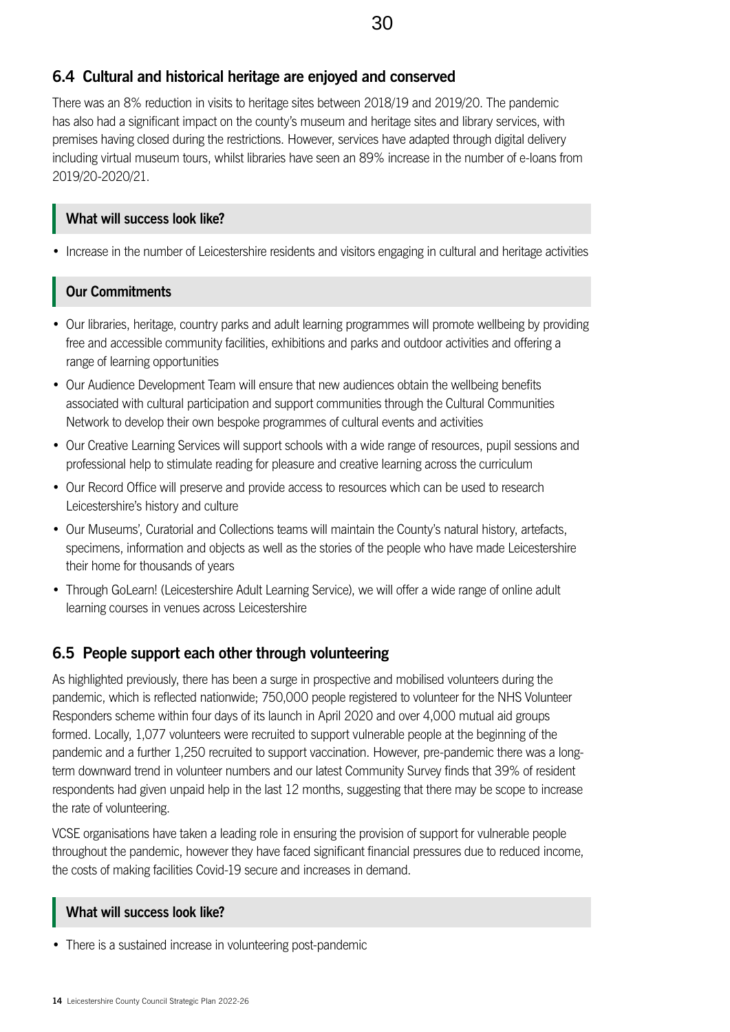## 6.4 Cultural and historical heritage are enjoyed and conserved

There was an 8% reduction in visits to heritage sites between 2018/19 and 2019/20. The pandemic has also had a significant impact on the county's museum and heritage sites and library services, with premises having closed during the restrictions. However, services have adapted through digital delivery including virtual museum tours, whilst libraries have seen an 89% increase in the number of e-loans from 2019/20-2020/21.

### What will success look like?

- Increase in the number of Leicestershire residents and visitors engaging in cultural and heritage activities

### Our Commitments

- Our libraries, heritage, country parks and adult learning programmes will promote wellbeing by providing free and accessible community facilities, exhibitions and parks and outdoor activities and offering a range of learning opportunities
- Our Audience Development Team will ensure that new audiences obtain the wellbeing benefits associated with cultural participation and support communities through the Cultural Communities Network to develop their own bespoke programmes of cultural events and activities
- Our Creative Learning Services will support schools with a wide range of resources, pupil sessions and professional help to stimulate reading for pleasure and creative learning across the curriculum
- Our Record Office will preserve and provide access to resources which can be used to research Leicestershire's history and culture
- Our Museums', Curatorial and Collections teams will maintain the County's natural history, artefacts, specimens, information and objects as well as the stories of the people who have made Leicestershire their home for thousands of years
- Through GoLearn! (Leicestershire Adult Learning Service), we will offer a wide range of online adult learning courses in venues across Leicestershire

## 6.5 People support each other through volunteering

As highlighted previously, there has been a surge in prospective and mobilised volunteers during the pandemic, which is reflected nationwide; 750,000 people registered to volunteer for the NHS Volunteer Responders scheme within four days of its launch in April 2020 and over 4,000 mutual aid groups formed. Locally, 1,077 volunteers were recruited to support vulnerable people at the beginning of the pandemic and a further 1,250 recruited to support vaccination. However, pre-pandemic there was a long-term downward trend in volunteer numbers and our latest Community Survey finds that 39% of resident respondents had given unpaid help in the last 12 months, suggesting that there may be scope to increase the rate of volunteering.

VCSE organisations have taken a leading role in ensuring the provision of support for vulnerable people throughout the pandemic, however they have faced significant financial pressures due to reduced income, the costs of making facilities Covid-19 secure and increases in demand.

### What will success look like?

- There is a sustained increase in volunteering post-pandemic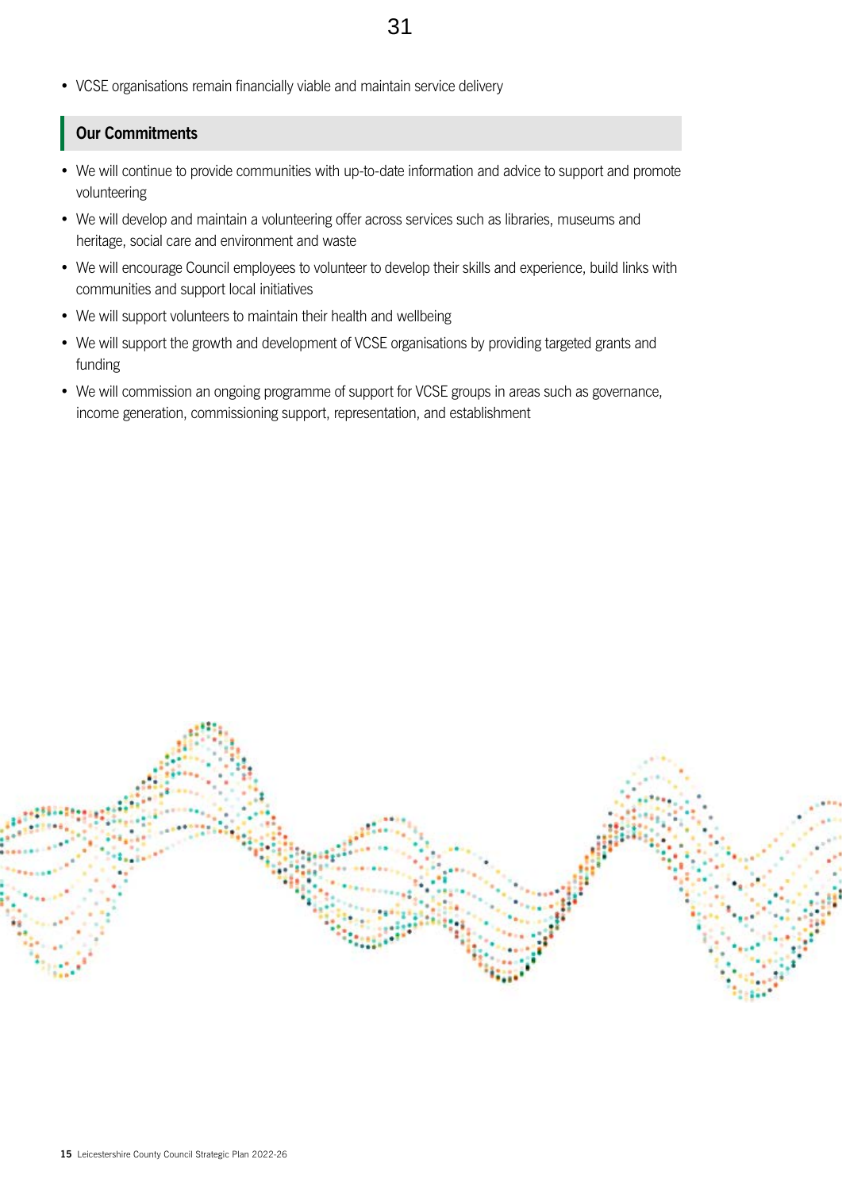- VCSE organisations remain financially viable and maintain service delivery

## Our Commitments

- We will continue to provide communities with up-to-date information and advice to support and promote volunteering
- We will develop and maintain a volunteering offer across services such as libraries, museums and heritage, social care and environment and waste
- We will encourage Council employees to volunteer to develop their skills and experience, build links with communities and support local initiatives
- We will support volunteers to maintain their health and wellbeing
- We will support the growth and development of VCSE organisations by providing targeted grants and funding
- We will commission an ongoing programme of support for VCSE groups in areas such as governance, income generation, commissioning support, representation, and establishment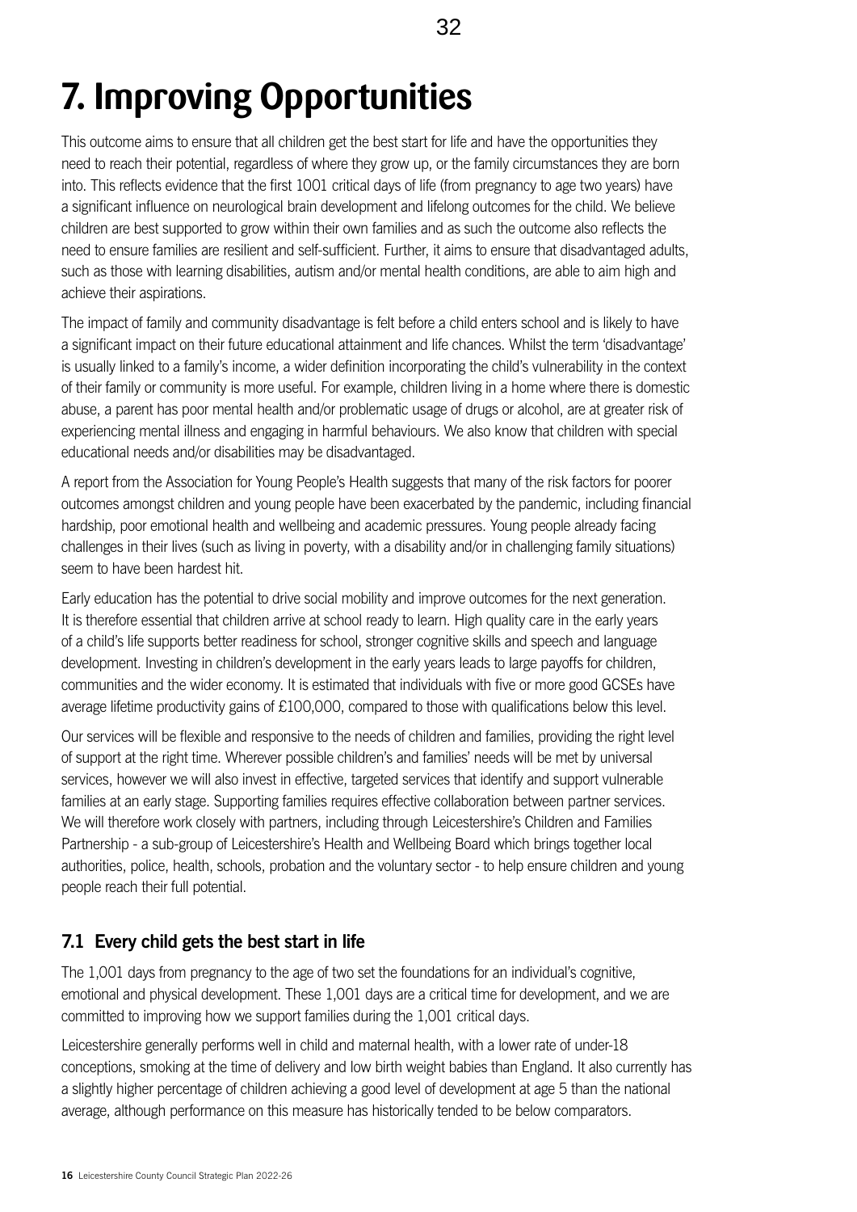# 7. Improving Opportunities

This outcome aims to ensure that all children get the best start for life and have the opportunities they need to reach their potential, regardless of where they grow up, or the family circumstances they are born into. This reflects evidence that the first 1001 critical days of life (from pregnancy to age two years) have a significant influence on neurological brain development and lifelong outcomes for the child. We believe children are best supported to grow within their own families and as such the outcome also reflects the need to ensure families are resilient and self-sufficient. Further, it aims to ensure that disadvantaged adults, such as those with learning disabilities, autism and/or mental health conditions, are able to aim high and achieve their aspirations.

The impact of family and community disadvantage is felt before a child enters school and is likely to have a significant impact on their future educational attainment and life chances. Whilst the term 'disadvantage' is usually linked to a family's income, a wider definition incorporating the child's vulnerability in the context of their family or community is more useful. For example, children living in a home where there is domestic abuse, a parent has poor mental health and/or problematic usage of drugs or alcohol, are at greater risk of experiencing mental illness and engaging in harmful behaviours. We also know that children with special educational needs and/or disabilities may be disadvantaged.

A report from the Association for Young People's Health suggests that many of the risk factors for poorer outcomes amongst children and young people have been exacerbated by the pandemic, including financial hardship, poor emotional health and wellbeing and academic pressures. Young people already facing challenges in their lives (such as living in poverty, with a disability and/or in challenging family situations) seem to have been hardest hit.

Early education has the potential to drive social mobility and improve outcomes for the next generation. It is therefore essential that children arrive at school ready to learn. High quality care in the early years of a child's life supports better readiness for school, stronger cognitive skills and speech and language development. Investing in children's development in the early years leads to large payoffs for children, communities and the wider economy. It is estimated that individuals with five or more good GCSEs have average lifetime productivity gains of £100,000, compared to those with qualifications below this level.

Our services will be flexible and responsive to the needs of children and families, providing the right level of support at the right time. Wherever possible children's and families' needs will be met by universal services, however we will also invest in effective, targeted services that identify and support vulnerable families at an early stage. Supporting families requires effective collaboration between partner services. We will therefore work closely with partners, including through Leicestershire's Children and Families Partnership - a sub-group of Leicestershire's Health and Wellbeing Board which brings together local authorities, police, health, schools, probation and the voluntary sector - to help ensure children and young people reach their full potential.

## 7.1 Every child gets the best start in life

The 1,001 days from pregnancy to the age of two set the foundations for an individual's cognitive, emotional and physical development. These 1,001 days are a critical time for development, and we are committed to improving how we support families during the 1,001 critical days.

Leicestershire generally performs well in child and maternal health, with a lower rate of under-18 conceptions, smoking at the time of delivery and low birth weight babies than England. It also currently has a slightly higher percentage of children achieving a good level of development at age 5 than the national average, although performance on this measure has historically tended to be below comparators.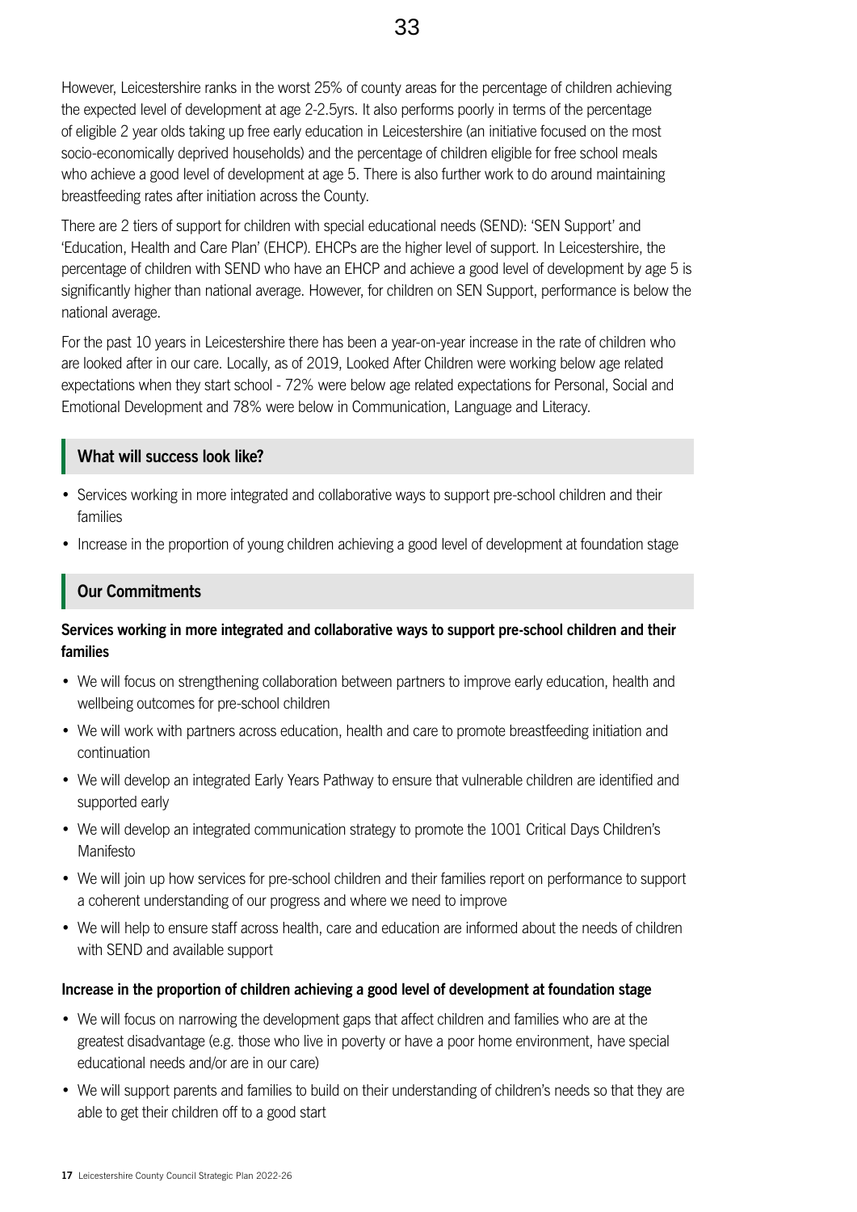However, Leicestershire ranks in the worst 25% of county areas for the percentage of children achieving the expected level of development at age 2-2.5yrs. It also performs poorly in terms of the percentage of eligible 2 year olds taking up free early education in Leicestershire (an initiative focused on the most socio-economically deprived households) and the percentage of children eligible for free school meals who achieve a good level of development at age 5. There is also further work to do around maintaining breastfeeding rates after initiation across the County.

There are 2 tiers of support for children with special educational needs (SEND): 'SEN Support' and 'Education, Health and Care Plan' (EHCP). EHCPs are the higher level of support. In Leicestershire, the percentage of children with SEND who have an EHCP and achieve a good level of development by age 5 is significantly higher than national average. However, for children on SEN Support, performance is below the national average.

For the past 10 years in Leicestershire there has been a year-on-year increase in the rate of children who are looked after in our care. Locally, as of 2019, Looked After Children were working below age related expectations when they start school - 72% were below age related expectations for Personal, Social and Emotional Development and 78% were below in Communication, Language and Literacy.

## What will success look like?

- Services working in more integrated and collaborative ways to support pre-school children and their families
- Increase in the proportion of young children achieving a good level of development at foundation stage

## Our Commitments

**Services working in more integrated and collaborative ways to support pre-school children and their families**

- We will focus on strengthening collaboration between partners to improve early education, health and wellbeing outcomes for pre-school children
- We will work with partners across education, health and care to promote breastfeeding initiation and continuation
- We will develop an integrated Early Years Pathway to ensure that vulnerable children are identified and supported early
- We will develop an integrated communication strategy to promote the 1001 Critical Days Children's Manifesto
- We will join up how services for pre-school children and their families report on performance to support a coherent understanding of our progress and where we need to improve
- We will help to ensure staff across health, care and education are informed about the needs of children with SEND and available support

**Increase in the proportion of children achieving a good level of development at foundation stage**

- We will focus on narrowing the development gaps that affect children and families who are at the greatest disadvantage (e.g. those who live in poverty or have a poor home environment, have special educational needs and/or are in our care)
- We will support parents and families to build on their understanding of children's needs so that they are able to get their children off to a good start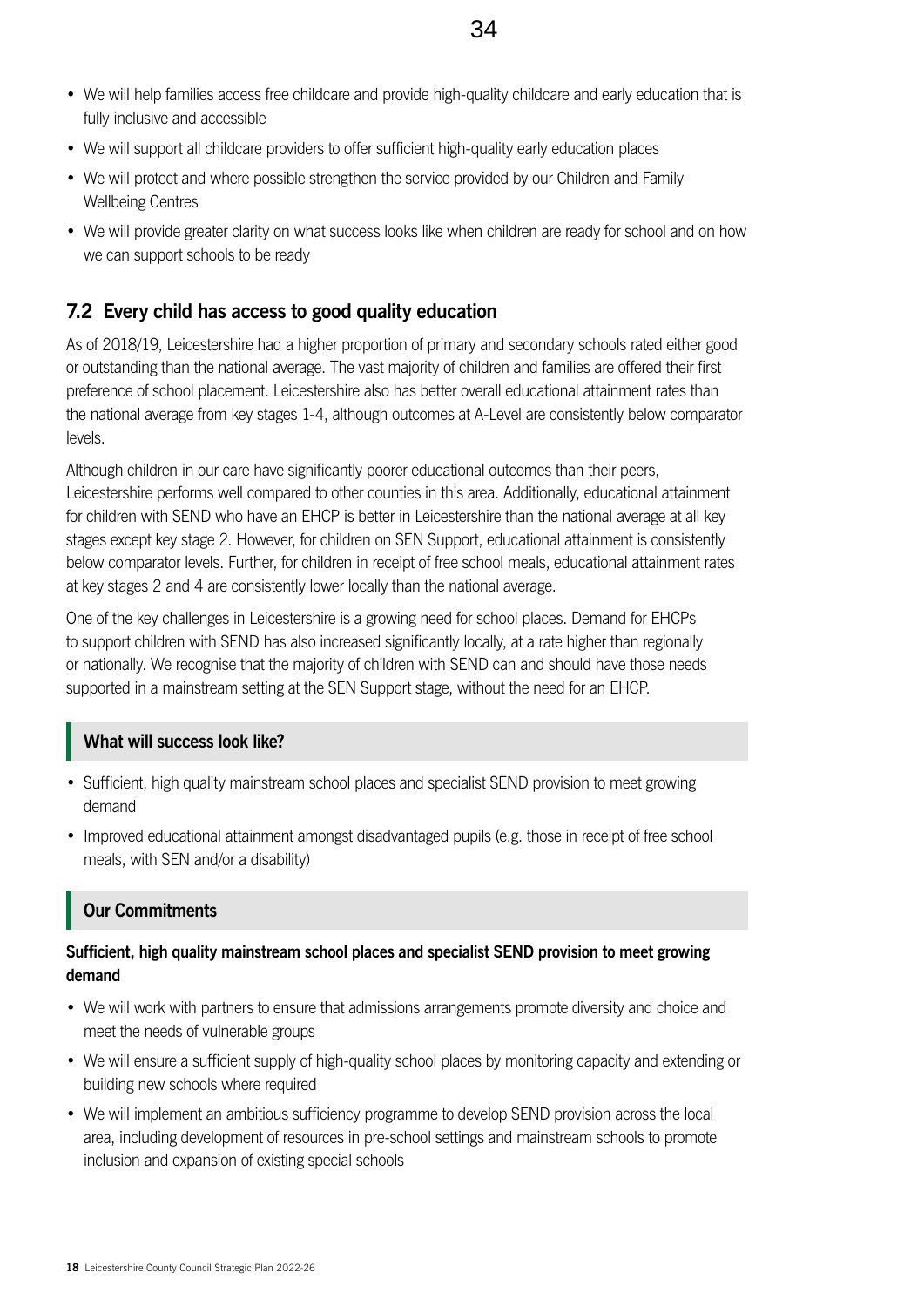- We will help families access free childcare and provide high-quality childcare and early education that is fully inclusive and accessible
- We will support all childcare providers to offer sufficient high-quality early education places
- We will protect and where possible strengthen the service provided by our Children and Family Wellbeing Centres
- We will provide greater clarity on what success looks like when children are ready for school and on how we can support schools to be ready

## 7.2 Every child has access to good quality education

As of 2018/19, Leicestershire had a higher proportion of primary and secondary schools rated either good or outstanding than the national average. The vast majority of children and families are offered their first preference of school placement. Leicestershire also has better overall educational attainment rates than the national average from key stages 1-4, although outcomes at A-Level are consistently below comparator levels.

Although children in our care have significantly poorer educational outcomes than their peers, Leicestershire performs well compared to other counties in this area. Additionally, educational attainment for children with SEND who have an EHCP is better in Leicestershire than the national average at all key stages except key stage 2. However, for children on SEN Support, educational attainment is consistently below comparator levels. Further, for children in receipt of free school meals, educational attainment rates at key stages 2 and 4 are consistently lower locally than the national average.

One of the key challenges in Leicestershire is a growing need for school places. Demand for EHCPs to support children with SEND has also increased significantly locally, at a rate higher than regionally or nationally. We recognise that the majority of children with SEND can and should have those needs supported in a mainstream setting at the SEN Support stage, without the need for an EHCP.

### What will success look like?

- Sufficient, high quality mainstream school places and specialist SEND provision to meet growing demand
- Improved educational attainment amongst disadvantaged pupils (e.g. those in receipt of free school meals, with SEN and/or a disability)

### Our Commitments

**Sufficient, high quality mainstream school places and specialist SEND provision to meet growing demand**

- We will work with partners to ensure that admissions arrangements promote diversity and choice and meet the needs of vulnerable groups
- We will ensure a sufficient supply of high-quality school places by monitoring capacity and extending or building new schools where required
- We will implement an ambitious sufficiency programme to develop SEND provision across the local area, including development of resources in pre-school settings and mainstream schools to promote inclusion and expansion of existing special schools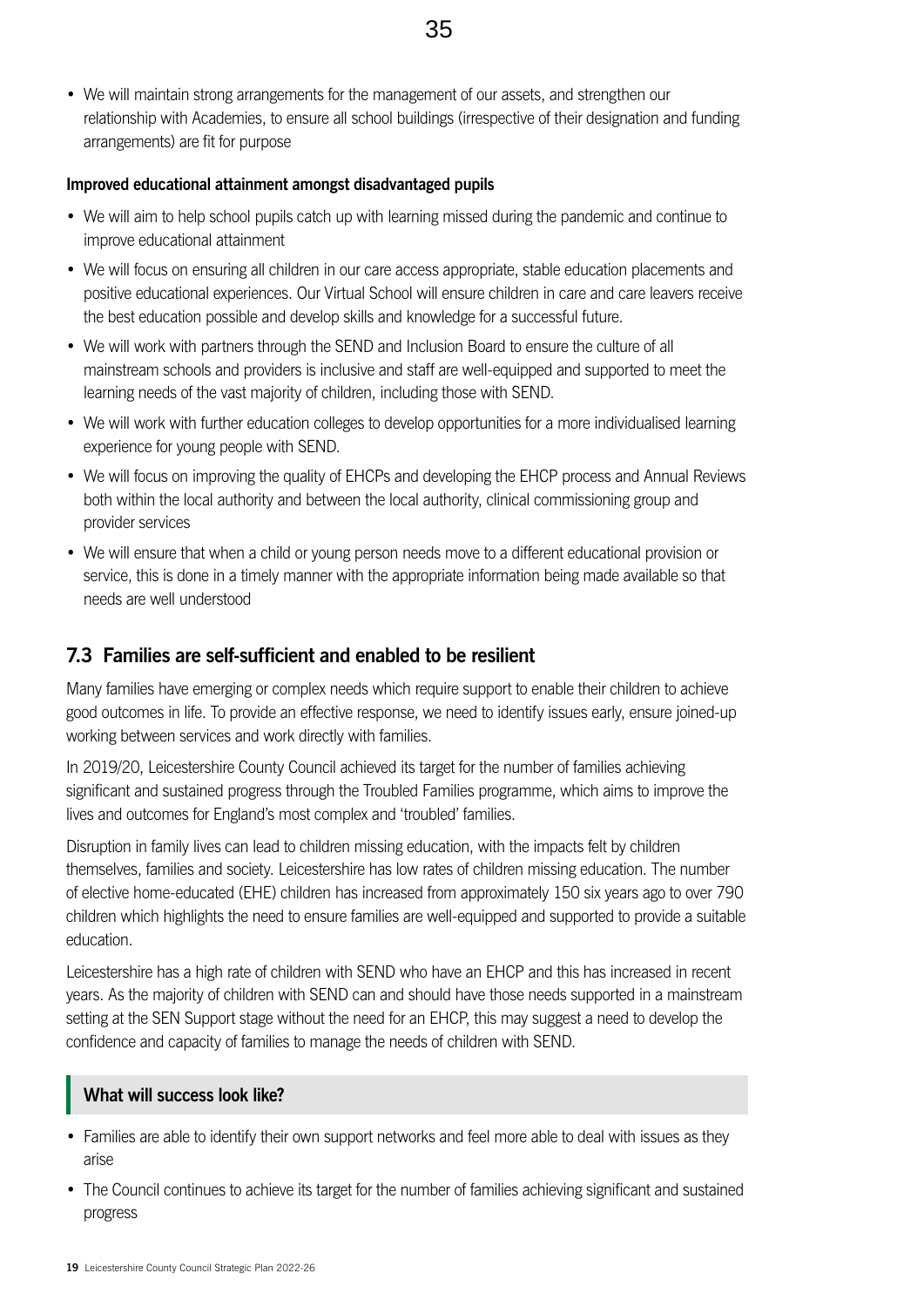- We will maintain strong arrangements for the management of our assets, and strengthen our relationship with Academies, to ensure all school buildings (irrespective of their designation and funding arrangements) are fit for purpose

**Improved educational attainment amongst disadvantaged pupils**

- We will aim to help school pupils catch up with learning missed during the pandemic and continue to improve educational attainment
- We will focus on ensuring all children in our care access appropriate, stable education placements and positive educational experiences. Our Virtual School will ensure children in care and care leavers receive the best education possible and develop skills and knowledge for a successful future.
- We will work with partners through the SEND and Inclusion Board to ensure the culture of all mainstream schools and providers is inclusive and staff are well-equipped and supported to meet the learning needs of the vast majority of children, including those with SEND.
- We will work with further education colleges to develop opportunities for a more individualised learning experience for young people with SEND.
- We will focus on improving the quality of EHCPs and developing the EHCP process and Annual Reviews both within the local authority and between the local authority, clinical commissioning group and provider services
- We will ensure that when a child or young person needs move to a different educational provision or service, this is done in a timely manner with the appropriate information being made available so that needs are well understood

## 7.3 Families are self-sufficient and enabled to be resilient

Many families have emerging or complex needs which require support to enable their children to achieve good outcomes in life. To provide an effective response, we need to identify issues early, ensure joined-up working between services and work directly with families.

In 2019/20, Leicestershire County Council achieved its target for the number of families achieving significant and sustained progress through the Troubled Families programme, which aims to improve the lives and outcomes for England's most complex and 'troubled' families.

Disruption in family lives can lead to children missing education, with the impacts felt by children themselves, families and society. Leicestershire has low rates of children missing education. The number of elective home-educated (EHE) children has increased from approximately 150 six years ago to over 790 children which highlights the need to ensure families are well-equipped and supported to provide a suitable education.

Leicestershire has a high rate of children with SEND who have an EHCP and this has increased in recent years. As the majority of children with SEND can and should have those needs supported in a mainstream setting at the SEN Support stage without the need for an EHCP, this may suggest a need to develop the confidence and capacity of families to manage the needs of children with SEND.

### What will success look like?

- Families are able to identify their own support networks and feel more able to deal with issues as they arise
- The Council continues to achieve its target for the number of families achieving significant and sustained progress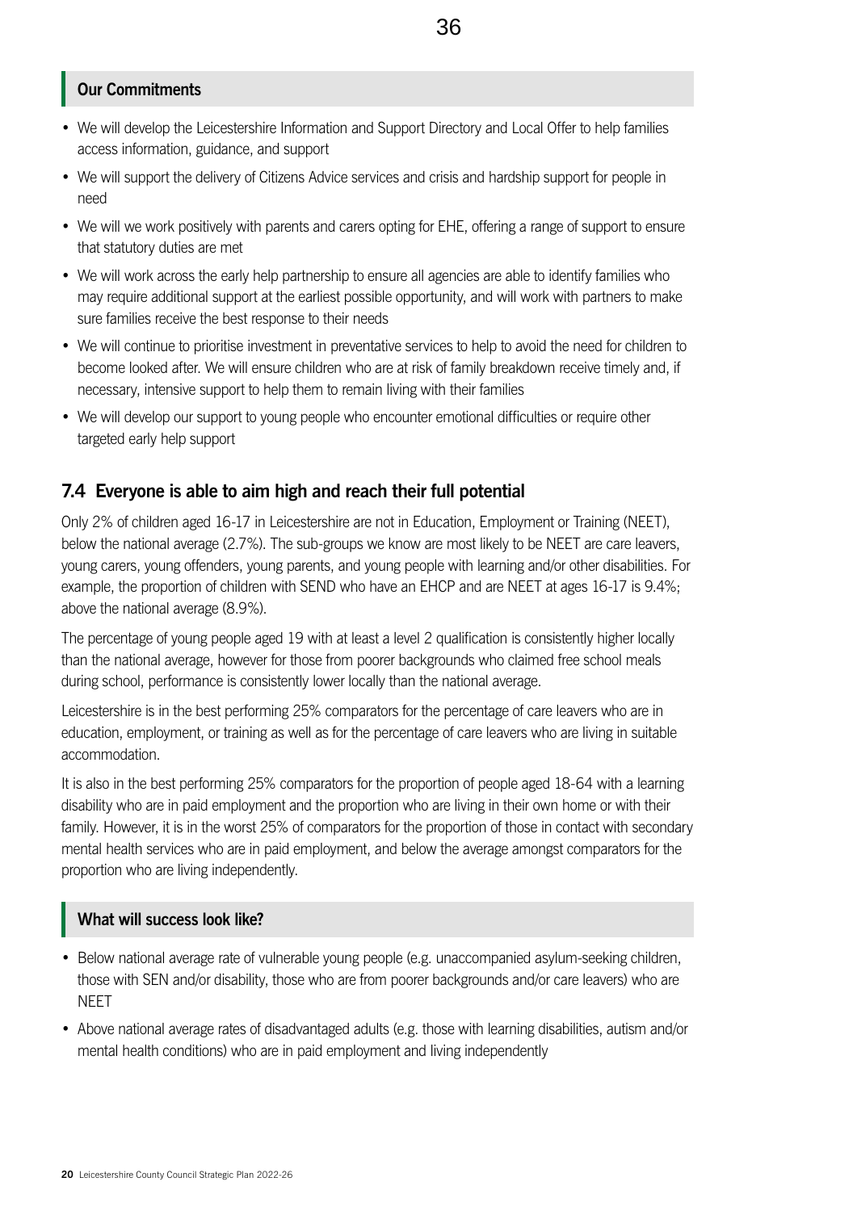### Our Commitments

- We will develop the Leicestershire Information and Support Directory and Local Offer to help families access information, guidance, and support
- We will support the delivery of Citizens Advice services and crisis and hardship support for people in need
- We will we work positively with parents and carers opting for EHE, offering a range of support to ensure that statutory duties are met
- We will work across the early help partnership to ensure all agencies are able to identify families who may require additional support at the earliest possible opportunity, and will work with partners to make sure families receive the best response to their needs
- We will continue to prioritise investment in preventative services to help to avoid the need for children to become looked after. We will ensure children who are at risk of family breakdown receive timely and, if necessary, intensive support to help them to remain living with their families
- We will develop our support to young people who encounter emotional difficulties or require other targeted early help support

## 7.4 Everyone is able to aim high and reach their full potential

Only 2% of children aged 16-17 in Leicestershire are not in Education, Employment or Training (NEET), below the national average (2.7%). The sub-groups we know are most likely to be NEET are care leavers, young carers, young offenders, young parents, and young people with learning and/or other disabilities. For example, the proportion of children with SEND who have an EHCP and are NEET at ages 16-17 is 9.4%; above the national average (8.9%).

The percentage of young people aged 19 with at least a level 2 qualification is consistently higher locally than the national average, however for those from poorer backgrounds who claimed free school meals during school, performance is consistently lower locally than the national average.

Leicestershire is in the best performing 25% comparators for the percentage of care leavers who are in education, employment, or training as well as for the percentage of care leavers who are living in suitable accommodation.

It is also in the best performing 25% comparators for the proportion of people aged 18-64 with a learning disability who are in paid employment and the proportion who are living in their own home or with their family. However, it is in the worst 25% of comparators for the proportion of those in contact with secondary mental health services who are in paid employment, and below the average amongst comparators for the proportion who are living independently.

### What will success look like?

- Below national average rate of vulnerable young people (e.g. unaccompanied asylum-seeking children, those with SEN and/or disability, those who are from poorer backgrounds and/or care leavers) who are NEET
- Above national average rates of disadvantaged adults (e.g. those with learning disabilities, autism and/or mental health conditions) who are in paid employment and living independently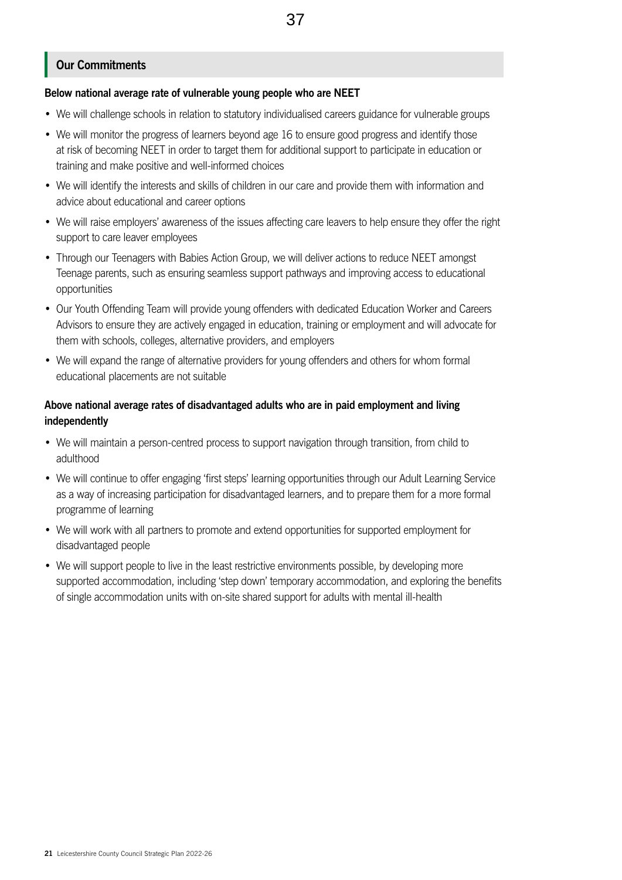## Our Commitments

**Below national average rate of vulnerable young people who are NEET**

- We will challenge schools in relation to statutory individualised careers guidance for vulnerable groups
- We will monitor the progress of learners beyond age 16 to ensure good progress and identify those at risk of becoming NEET in order to target them for additional support to participate in education or training and make positive and well-informed choices
- We will identify the interests and skills of children in our care and provide them with information and advice about educational and career options
- We will raise employers' awareness of the issues affecting care leavers to help ensure they offer the right support to care leaver employees
- Through our Teenagers with Babies Action Group, we will deliver actions to reduce NEET amongst Teenage parents, such as ensuring seamless support pathways and improving access to educational opportunities
- Our Youth Offending Team will provide young offenders with dedicated Education Worker and Careers Advisors to ensure they are actively engaged in education, training or employment and will advocate for them with schools, colleges, alternative providers, and employers
- We will expand the range of alternative providers for young offenders and others for whom formal educational placements are not suitable

**Above national average rates of disadvantaged adults who are in paid employment and living independently**

- We will maintain a person-centred process to support navigation through transition, from child to adulthood
- We will continue to offer engaging 'first steps' learning opportunities through our Adult Learning Service as a way of increasing participation for disadvantaged learners, and to prepare them for a more formal programme of learning
- We will work with all partners to promote and extend opportunities for supported employment for disadvantaged people
- We will support people to live in the least restrictive environments possible, by developing more supported accommodation, including 'step down' temporary accommodation, and exploring the benefits of single accommodation units with on-site shared support for adults with mental ill-health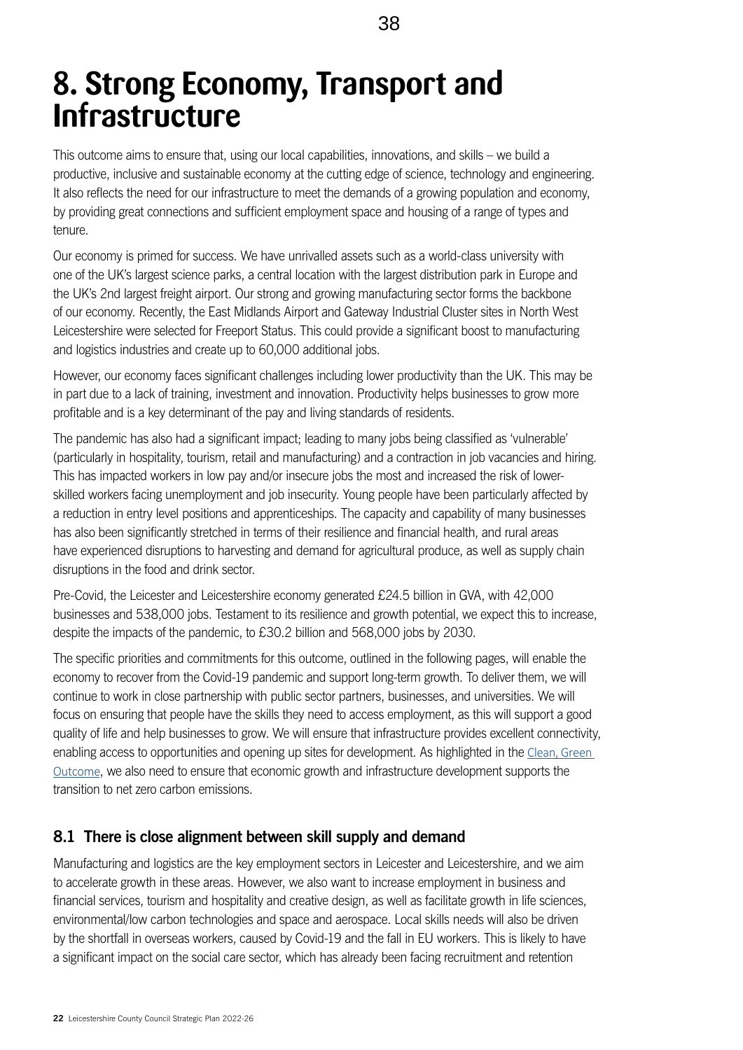# 8. Strong Economy, Transport and Infrastructure

This outcome aims to ensure that, using our local capabilities, innovations, and skills – we build a productive, inclusive and sustainable economy at the cutting edge of science, technology and engineering. It also reflects the need for our infrastructure to meet the demands of a growing population and economy, by providing great connections and sufficient employment space and housing of a range of types and tenure.

Our economy is primed for success. We have unrivalled assets such as a world-class university with one of the UK's largest science parks, a central location with the largest distribution park in Europe and the UK's 2nd largest freight airport. Our strong and growing manufacturing sector forms the backbone of our economy. Recently, the East Midlands Airport and Gateway Industrial Cluster sites in North West Leicestershire were selected for Freeport Status. This could provide a significant boost to manufacturing and logistics industries and create up to 60,000 additional jobs.

However, our economy faces significant challenges including lower productivity than the UK. This may be in part due to a lack of training, investment and innovation. Productivity helps businesses to grow more profitable and is a key determinant of the pay and living standards of residents.

The pandemic has also had a significant impact; leading to many jobs being classified as 'vulnerable' (particularly in hospitality, tourism, retail and manufacturing) and a contraction in job vacancies and hiring. This has impacted workers in low pay and/or insecure jobs the most and increased the risk of lower-skilled workers facing unemployment and job insecurity. Young people have been particularly affected by a reduction in entry level positions and apprenticeships. The capacity and capability of many businesses has also been significantly stretched in terms of their resilience and financial health, and rural areas have experienced disruptions to harvesting and demand for agricultural produce, as well as supply chain disruptions in the food and drink sector.

Pre-Covid, the Leicester and Leicestershire economy generated £24.5 billion in GVA, with 42,000 businesses and 538,000 jobs. Testament to its resilience and growth potential, we expect this to increase, despite the impacts of the pandemic, to £30.2 billion and 568,000 jobs by 2030.

The specific priorities and commitments for this outcome, outlined in the following pages, will enable the economy to recover from the Covid-19 pandemic and support long-term growth. To deliver them, we will continue to work in close partnership with public sector partners, businesses, and universities. We will focus on ensuring that people have the skills they need to access employment, as this will support a good quality of life and help businesses to grow. We will ensure that infrastructure provides excellent connectivity, enabling access to opportunities and opening up sites for development. As highlighted in the Clean, Green Outcome, we also need to ensure that economic growth and infrastructure development supports the transition to net zero carbon emissions.

## 8.1 There is close alignment between skill supply and demand

Manufacturing and logistics are the key employment sectors in Leicester and Leicestershire, and we aim to accelerate growth in these areas. However, we also want to increase employment in business and financial services, tourism and hospitality and creative design, as well as facilitate growth in life sciences, environmental/low carbon technologies and space and aerospace. Local skills needs will also be driven by the shortfall in overseas workers, caused by Covid-19 and the fall in EU workers. This is likely to have a significant impact on the social care sector, which has already been facing recruitment and retention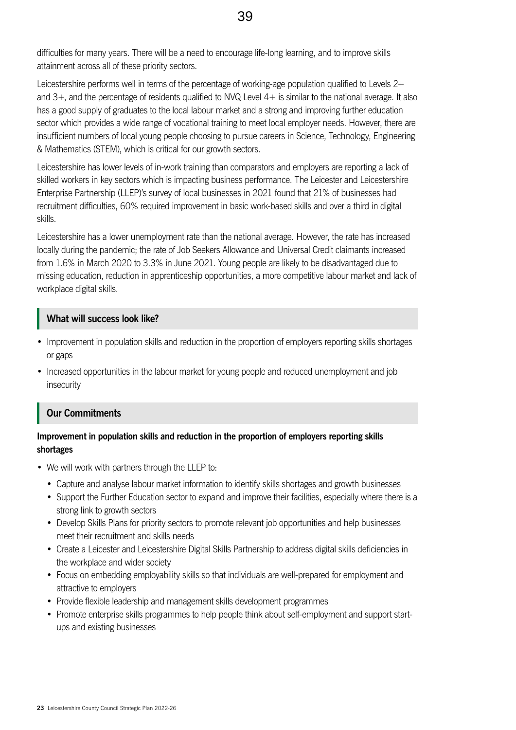difficulties for many years. There will be a need to encourage life-long learning, and to improve skills attainment across all of these priority sectors.

Leicestershire performs well in terms of the percentage of working-age population qualified to Levels 2+ and 3+, and the percentage of residents qualified to NVQ Level 4+ is similar to the national average. It also has a good supply of graduates to the local labour market and a strong and improving further education sector which provides a wide range of vocational training to meet local employer needs. However, there are insufficient numbers of local young people choosing to pursue careers in Science, Technology, Engineering & Mathematics (STEM), which is critical for our growth sectors.

Leicestershire has lower levels of in-work training than comparators and employers are reporting a lack of skilled workers in key sectors which is impacting business performance. The Leicester and Leicestershire Enterprise Partnership (LLEP)'s survey of local businesses in 2021 found that 21% of businesses had recruitment difficulties, 60% required improvement in basic work-based skills and over a third in digital skills.

Leicestershire has a lower unemployment rate than the national average. However, the rate has increased locally during the pandemic; the rate of Job Seekers Allowance and Universal Credit claimants increased from 1.6% in March 2020 to 3.3% in June 2021. Young people are likely to be disadvantaged due to missing education, reduction in apprenticeship opportunities, a more competitive labour market and lack of workplace digital skills.

### What will success look like?

- Improvement in population skills and reduction in the proportion of employers reporting skills shortages or gaps
- Increased opportunities in the labour market for young people and reduced unemployment and job insecurity

### Our Commitments

**Improvement in population skills and reduction in the proportion of employers reporting skills shortages**

- We will work with partners through the LLEP to:
  - Capture and analyse labour market information to identify skills shortages and growth businesses
  - Support the Further Education sector to expand and improve their facilities, especially where there is a strong link to growth sectors
  - Develop Skills Plans for priority sectors to promote relevant job opportunities and help businesses meet their recruitment and skills needs
  - Create a Leicester and Leicestershire Digital Skills Partnership to address digital skills deficiencies in the workplace and wider society
  - Focus on embedding employability skills so that individuals are well-prepared for employment and attractive to employers
  - Provide flexible leadership and management skills development programmes
  - Promote enterprise skills programmes to help people think about self-employment and support start-ups and existing businesses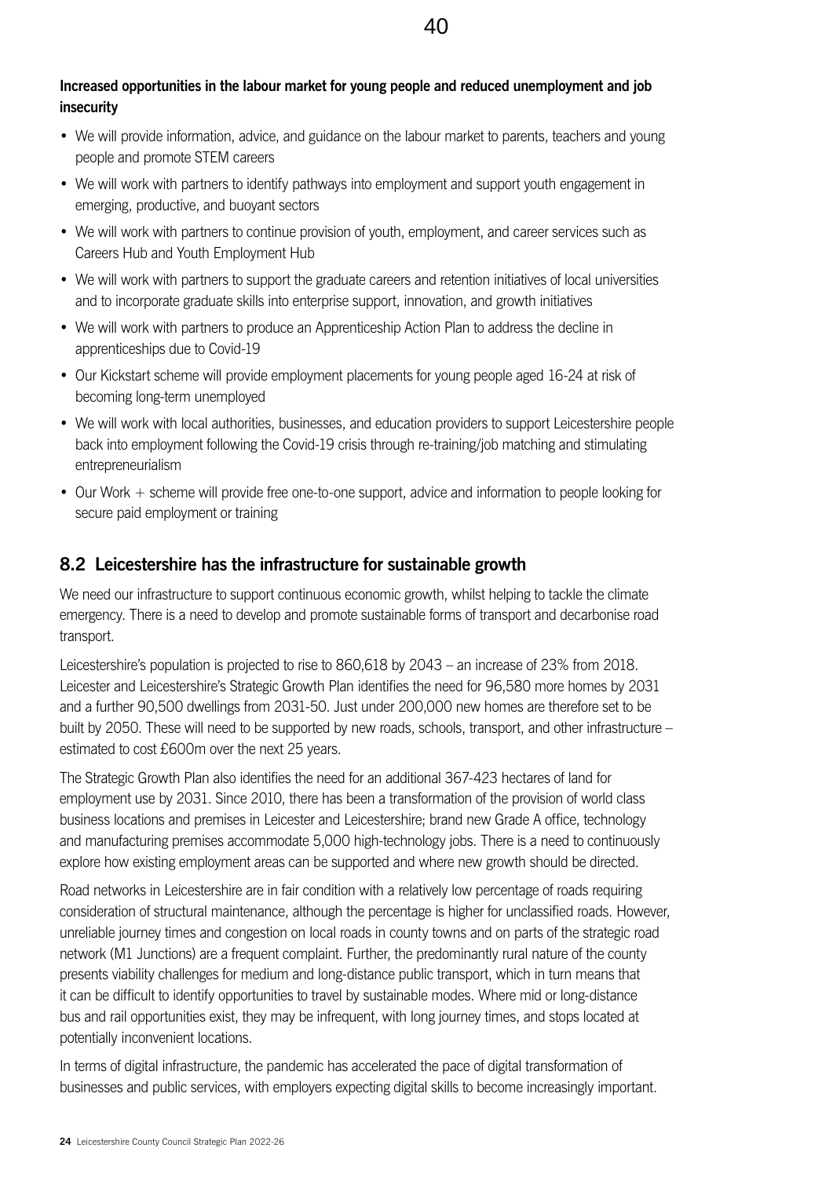**Increased opportunities in the labour market for young people and reduced unemployment and job insecurity**

- We will provide information, advice, and guidance on the labour market to parents, teachers and young people and promote STEM careers
- We will work with partners to identify pathways into employment and support youth engagement in emerging, productive, and buoyant sectors
- We will work with partners to continue provision of youth, employment, and career services such as Careers Hub and Youth Employment Hub
- We will work with partners to support the graduate careers and retention initiatives of local universities and to incorporate graduate skills into enterprise support, innovation, and growth initiatives
- We will work with partners to produce an Apprenticeship Action Plan to address the decline in apprenticeships due to Covid-19
- Our Kickstart scheme will provide employment placements for young people aged 16-24 at risk of becoming long-term unemployed
- We will work with local authorities, businesses, and education providers to support Leicestershire people back into employment following the Covid-19 crisis through re-training/job matching and stimulating entrepreneurialism
- Our Work + scheme will provide free one-to-one support, advice and information to people looking for secure paid employment or training

## 8.2 Leicestershire has the infrastructure for sustainable growth

We need our infrastructure to support continuous economic growth, whilst helping to tackle the climate emergency. There is a need to develop and promote sustainable forms of transport and decarbonise road transport.

Leicestershire's population is projected to rise to 860,618 by 2043 – an increase of 23% from 2018. Leicester and Leicestershire's Strategic Growth Plan identifies the need for 96,580 more homes by 2031 and a further 90,500 dwellings from 2031-50. Just under 200,000 new homes are therefore set to be built by 2050. These will need to be supported by new roads, schools, transport, and other infrastructure – estimated to cost £600m over the next 25 years.

The Strategic Growth Plan also identifies the need for an additional 367-423 hectares of land for employment use by 2031. Since 2010, there has been a transformation of the provision of world class business locations and premises in Leicester and Leicestershire; brand new Grade A office, technology and manufacturing premises accommodate 5,000 high-technology jobs. There is a need to continuously explore how existing employment areas can be supported and where new growth should be directed.

Road networks in Leicestershire are in fair condition with a relatively low percentage of roads requiring consideration of structural maintenance, although the percentage is higher for unclassified roads. However, unreliable journey times and congestion on local roads in county towns and on parts of the strategic road network (M1 Junctions) are a frequent complaint. Further, the predominantly rural nature of the county presents viability challenges for medium and long-distance public transport, which in turn means that it can be difficult to identify opportunities to travel by sustainable modes. Where mid or long-distance bus and rail opportunities exist, they may be infrequent, with long journey times, and stops located at potentially inconvenient locations.

In terms of digital infrastructure, the pandemic has accelerated the pace of digital transformation of businesses and public services, with employers expecting digital skills to become increasingly important.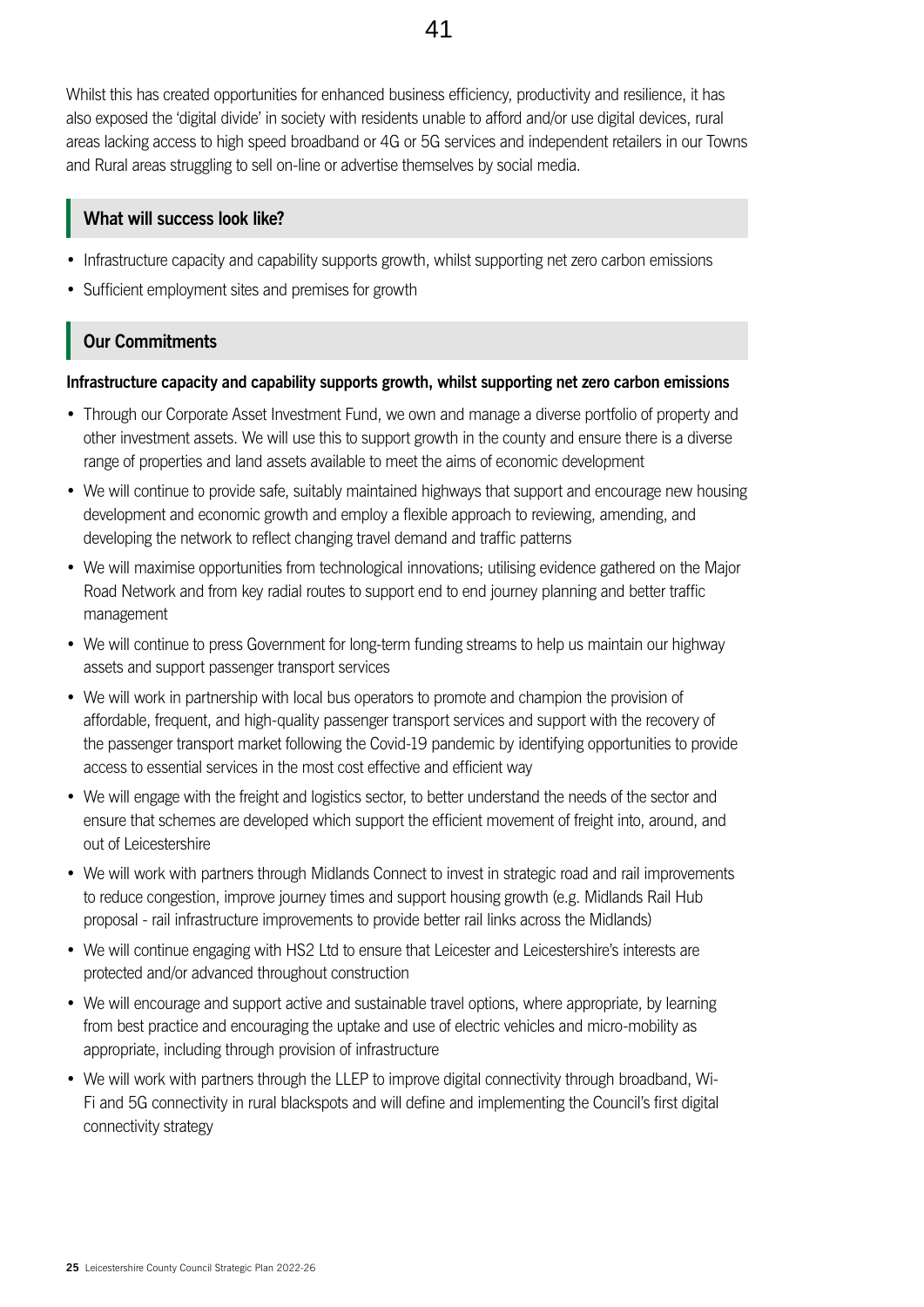Whilst this has created opportunities for enhanced business efficiency, productivity and resilience, it has also exposed the 'digital divide' in society with residents unable to afford and/or use digital devices, rural areas lacking access to high speed broadband or 4G or 5G services and independent retailers in our Towns and Rural areas struggling to sell on-line or advertise themselves by social media.

## What will success look like?

- Infrastructure capacity and capability supports growth, whilst supporting net zero carbon emissions
- Sufficient employment sites and premises for growth

## Our Commitments

**Infrastructure capacity and capability supports growth, whilst supporting net zero carbon emissions**

- Through our Corporate Asset Investment Fund, we own and manage a diverse portfolio of property and other investment assets. We will use this to support growth in the county and ensure there is a diverse range of properties and land assets available to meet the aims of economic development
- We will continue to provide safe, suitably maintained highways that support and encourage new housing development and economic growth and employ a flexible approach to reviewing, amending, and developing the network to reflect changing travel demand and traffic patterns
- We will maximise opportunities from technological innovations; utilising evidence gathered on the Major Road Network and from key radial routes to support end to end journey planning and better traffic management
- We will continue to press Government for long-term funding streams to help us maintain our highway assets and support passenger transport services
- We will work in partnership with local bus operators to promote and champion the provision of affordable, frequent, and high-quality passenger transport services and support with the recovery of the passenger transport market following the Covid-19 pandemic by identifying opportunities to provide access to essential services in the most cost effective and efficient way
- We will engage with the freight and logistics sector, to better understand the needs of the sector and ensure that schemes are developed which support the efficient movement of freight into, around, and out of Leicestershire
- We will work with partners through Midlands Connect to invest in strategic road and rail improvements to reduce congestion, improve journey times and support housing growth (e.g. Midlands Rail Hub proposal - rail infrastructure improvements to provide better rail links across the Midlands)
- We will continue engaging with HS2 Ltd to ensure that Leicester and Leicestershire's interests are protected and/or advanced throughout construction
- We will encourage and support active and sustainable travel options, where appropriate, by learning from best practice and encouraging the uptake and use of electric vehicles and micro-mobility as appropriate, including through provision of infrastructure
- We will work with partners through the LLEP to improve digital connectivity through broadband, Wi-Fi and 5G connectivity in rural blackspots and will define and implementing the Council's first digital connectivity strategy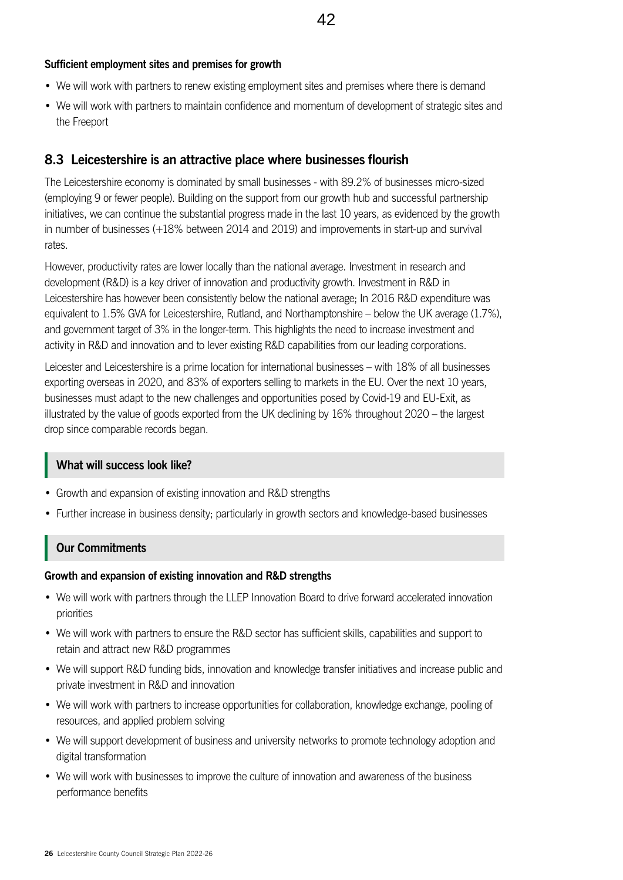**Sufficient employment sites and premises for growth**

- We will work with partners to renew existing employment sites and premises where there is demand
- We will work with partners to maintain confidence and momentum of development of strategic sites and the Freeport

## 8.3 Leicestershire is an attractive place where businesses flourish

The Leicestershire economy is dominated by small businesses - with 89.2% of businesses micro-sized (employing 9 or fewer people). Building on the support from our growth hub and successful partnership initiatives, we can continue the substantial progress made in the last 10 years, as evidenced by the growth in number of businesses (+18% between 2014 and 2019) and improvements in start-up and survival rates.

However, productivity rates are lower locally than the national average. Investment in research and development (R&D) is a key driver of innovation and productivity growth. Investment in R&D in Leicestershire has however been consistently below the national average; In 2016 R&D expenditure was equivalent to 1.5% GVA for Leicestershire, Rutland, and Northamptonshire – below the UK average (1.7%), and government target of 3% in the longer-term. This highlights the need to increase investment and activity in R&D and innovation and to lever existing R&D capabilities from our leading corporations.

Leicester and Leicestershire is a prime location for international businesses – with 18% of all businesses exporting overseas in 2020, and 83% of exporters selling to markets in the EU. Over the next 10 years, businesses must adapt to the new challenges and opportunities posed by Covid-19 and EU-Exit, as illustrated by the value of goods exported from the UK declining by 16% throughout 2020 – the largest drop since comparable records began.

### What will success look like?

- Growth and expansion of existing innovation and R&D strengths
- Further increase in business density; particularly in growth sectors and knowledge-based businesses

### Our Commitments

**Growth and expansion of existing innovation and R&D strengths**

- We will work with partners through the LLEP Innovation Board to drive forward accelerated innovation priorities
- We will work with partners to ensure the R&D sector has sufficient skills, capabilities and support to retain and attract new R&D programmes
- We will support R&D funding bids, innovation and knowledge transfer initiatives and increase public and private investment in R&D and innovation
- We will work with partners to increase opportunities for collaboration, knowledge exchange, pooling of resources, and applied problem solving
- We will support development of business and university networks to promote technology adoption and digital transformation
- We will work with businesses to improve the culture of innovation and awareness of the business performance benefits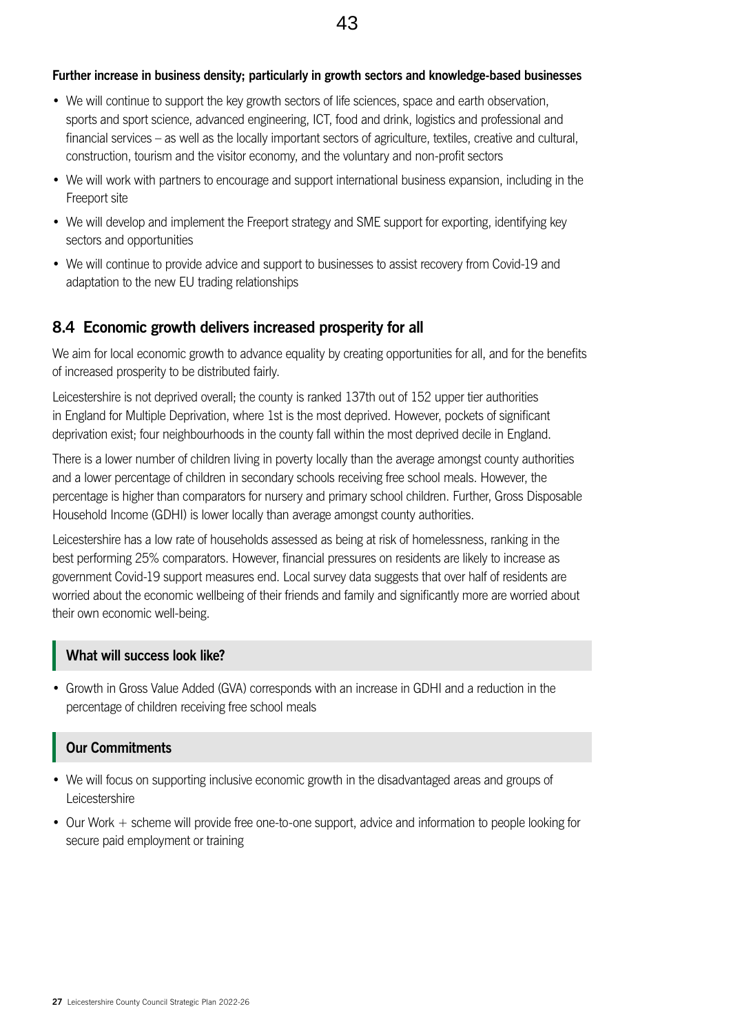**Further increase in business density; particularly in growth sectors and knowledge-based businesses**

- We will continue to support the key growth sectors of life sciences, space and earth observation, sports and sport science, advanced engineering, ICT, food and drink, logistics and professional and financial services – as well as the locally important sectors of agriculture, textiles, creative and cultural, construction, tourism and the visitor economy, and the voluntary and non-profit sectors
- We will work with partners to encourage and support international business expansion, including in the Freeport site
- We will develop and implement the Freeport strategy and SME support for exporting, identifying key sectors and opportunities
- We will continue to provide advice and support to businesses to assist recovery from Covid-19 and adaptation to the new EU trading relationships

## 8.4 Economic growth delivers increased prosperity for all

We aim for local economic growth to advance equality by creating opportunities for all, and for the benefits of increased prosperity to be distributed fairly.

Leicestershire is not deprived overall; the county is ranked 137th out of 152 upper tier authorities in England for Multiple Deprivation, where 1st is the most deprived. However, pockets of significant deprivation exist; four neighbourhoods in the county fall within the most deprived decile in England.

There is a lower number of children living in poverty locally than the average amongst county authorities and a lower percentage of children in secondary schools receiving free school meals. However, the percentage is higher than comparators for nursery and primary school children. Further, Gross Disposable Household Income (GDHI) is lower locally than average amongst county authorities.

Leicestershire has a low rate of households assessed as being at risk of homelessness, ranking in the best performing 25% comparators. However, financial pressures on residents are likely to increase as government Covid-19 support measures end. Local survey data suggests that over half of residents are worried about the economic wellbeing of their friends and family and significantly more are worried about their own economic well-being.

### What will success look like?

- Growth in Gross Value Added (GVA) corresponds with an increase in GDHI and a reduction in the percentage of children receiving free school meals

### Our Commitments

- We will focus on supporting inclusive economic growth in the disadvantaged areas and groups of Leicestershire
- Our Work + scheme will provide free one-to-one support, advice and information to people looking for secure paid employment or training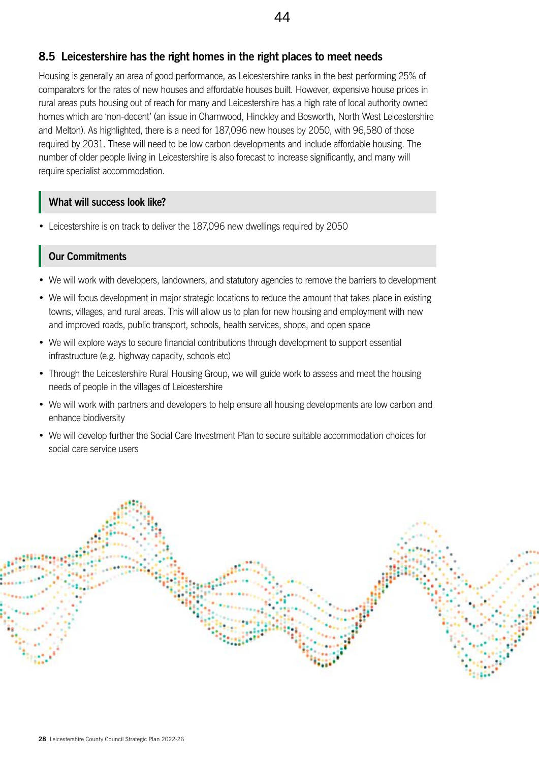## 8.5 Leicestershire has the right homes in the right places to meet needs

Housing is generally an area of good performance, as Leicestershire ranks in the best performing 25% of comparators for the rates of new houses and affordable houses built. However, expensive house prices in rural areas puts housing out of reach for many and Leicestershire has a high rate of local authority owned homes which are 'non-decent' (an issue in Charnwood, Hinckley and Bosworth, North West Leicestershire and Melton). As highlighted, there is a need for 187,096 new houses by 2050, with 96,580 of those required by 2031. These will need to be low carbon developments and include affordable housing. The number of older people living in Leicestershire is also forecast to increase significantly, and many will require specialist accommodation.

### What will success look like?

- Leicestershire is on track to deliver the 187,096 new dwellings required by 2050

### Our Commitments

- We will work with developers, landowners, and statutory agencies to remove the barriers to development
- We will focus development in major strategic locations to reduce the amount that takes place in existing towns, villages, and rural areas. This will allow us to plan for new housing and employment with new and improved roads, public transport, schools, health services, shops, and open space
- We will explore ways to secure financial contributions through development to support essential infrastructure (e.g. highway capacity, schools etc)
- Through the Leicestershire Rural Housing Group, we will guide work to assess and meet the housing needs of people in the villages of Leicestershire
- We will work with partners and developers to help ensure all housing developments are low carbon and enhance biodiversity
- We will develop further the Social Care Investment Plan to secure suitable accommodation choices for social care service users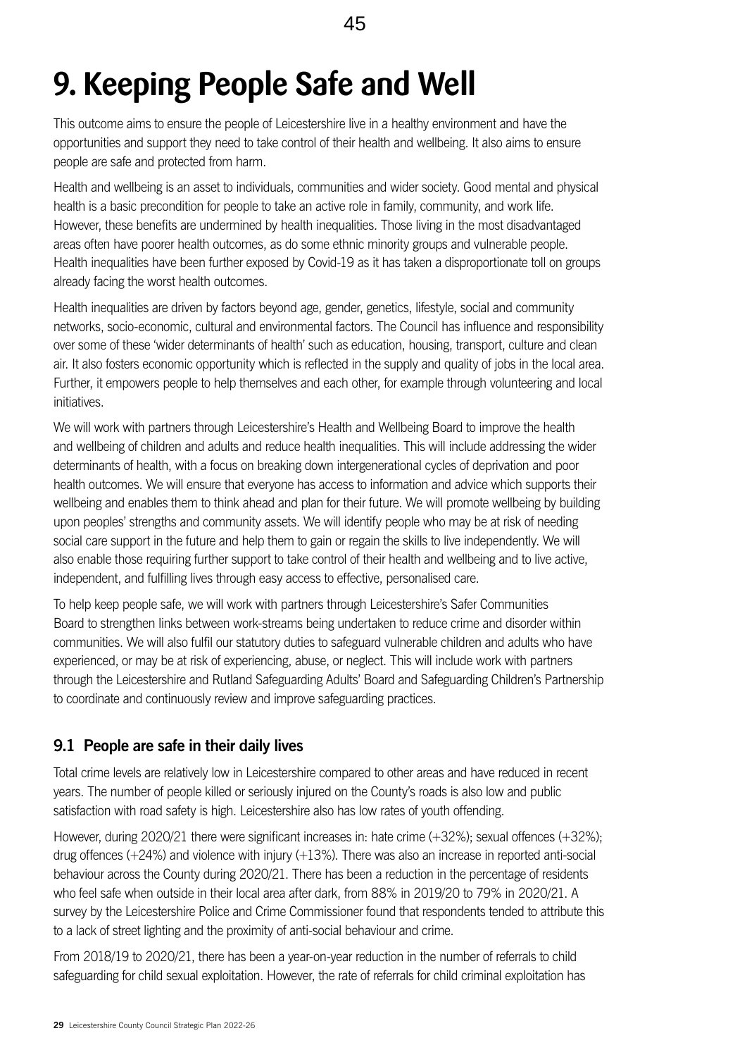# 9. Keeping People Safe and Well

This outcome aims to ensure the people of Leicestershire live in a healthy environment and have the opportunities and support they need to take control of their health and wellbeing. It also aims to ensure people are safe and protected from harm.

Health and wellbeing is an asset to individuals, communities and wider society. Good mental and physical health is a basic precondition for people to take an active role in family, community, and work life. However, these benefits are undermined by health inequalities. Those living in the most disadvantaged areas often have poorer health outcomes, as do some ethnic minority groups and vulnerable people. Health inequalities have been further exposed by Covid-19 as it has taken a disproportionate toll on groups already facing the worst health outcomes.

Health inequalities are driven by factors beyond age, gender, genetics, lifestyle, social and community networks, socio-economic, cultural and environmental factors. The Council has influence and responsibility over some of these 'wider determinants of health' such as education, housing, transport, culture and clean air. It also fosters economic opportunity which is reflected in the supply and quality of jobs in the local area. Further, it empowers people to help themselves and each other, for example through volunteering and local initiatives.

We will work with partners through Leicestershire's Health and Wellbeing Board to improve the health and wellbeing of children and adults and reduce health inequalities. This will include addressing the wider determinants of health, with a focus on breaking down intergenerational cycles of deprivation and poor health outcomes. We will ensure that everyone has access to information and advice which supports their wellbeing and enables them to think ahead and plan for their future. We will promote wellbeing by building upon peoples' strengths and community assets. We will identify people who may be at risk of needing social care support in the future and help them to gain or regain the skills to live independently. We will also enable those requiring further support to take control of their health and wellbeing and to live active, independent, and fulfilling lives through easy access to effective, personalised care.

To help keep people safe, we will work with partners through Leicestershire's Safer Communities Board to strengthen links between work-streams being undertaken to reduce crime and disorder within communities. We will also fulfil our statutory duties to safeguard vulnerable children and adults who have experienced, or may be at risk of experiencing, abuse, or neglect. This will include work with partners through the Leicestershire and Rutland Safeguarding Adults' Board and Safeguarding Children's Partnership to coordinate and continuously review and improve safeguarding practices.

## 9.1 People are safe in their daily lives

Total crime levels are relatively low in Leicestershire compared to other areas and have reduced in recent years. The number of people killed or seriously injured on the County's roads is also low and public satisfaction with road safety is high. Leicestershire also has low rates of youth offending.

However, during 2020/21 there were significant increases in: hate crime (+32%); sexual offences (+32%); drug offences (+24%) and violence with injury (+13%). There was also an increase in reported anti-social behaviour across the County during 2020/21. There has been a reduction in the percentage of residents who feel safe when outside in their local area after dark, from 88% in 2019/20 to 79% in 2020/21. A survey by the Leicestershire Police and Crime Commissioner found that respondents tended to attribute this to a lack of street lighting and the proximity of anti-social behaviour and crime.

From 2018/19 to 2020/21, there has been a year-on-year reduction in the number of referrals to child safeguarding for child sexual exploitation. However, the rate of referrals for child criminal exploitation has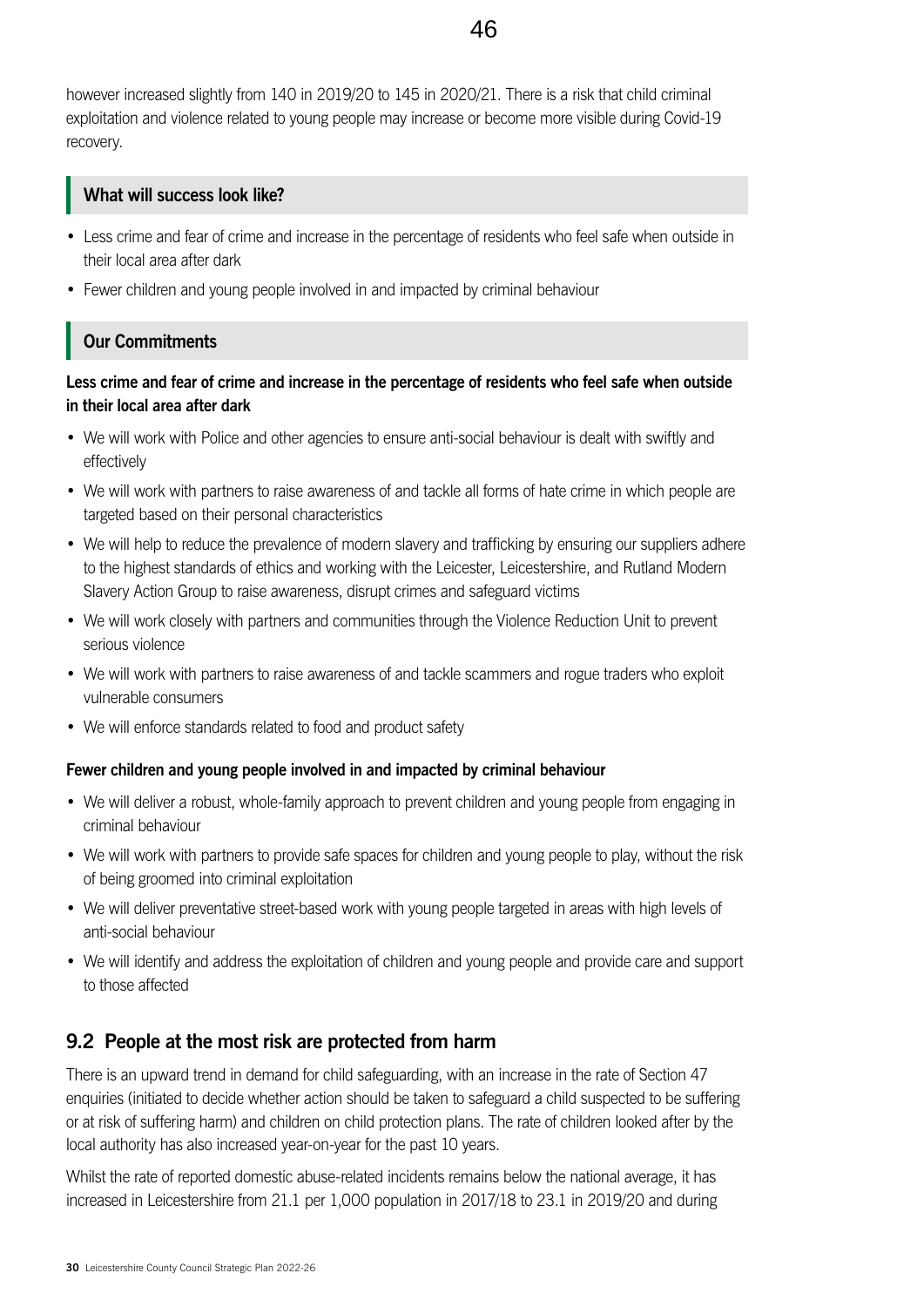however increased slightly from 140 in 2019/20 to 145 in 2020/21. There is a risk that child criminal exploitation and violence related to young people may increase or become more visible during Covid-19 recovery.

### What will success look like?

- Less crime and fear of crime and increase in the percentage of residents who feel safe when outside in their local area after dark
- Fewer children and young people involved in and impacted by criminal behaviour

### Our Commitments

**Less crime and fear of crime and increase in the percentage of residents who feel safe when outside in their local area after dark**

- We will work with Police and other agencies to ensure anti-social behaviour is dealt with swiftly and effectively
- We will work with partners to raise awareness of and tackle all forms of hate crime in which people are targeted based on their personal characteristics
- We will help to reduce the prevalence of modern slavery and trafficking by ensuring our suppliers adhere to the highest standards of ethics and working with the Leicester, Leicestershire, and Rutland Modern Slavery Action Group to raise awareness, disrupt crimes and safeguard victims
- We will work closely with partners and communities through the Violence Reduction Unit to prevent serious violence
- We will work with partners to raise awareness of and tackle scammers and rogue traders who exploit vulnerable consumers
- We will enforce standards related to food and product safety

**Fewer children and young people involved in and impacted by criminal behaviour**

- We will deliver a robust, whole-family approach to prevent children and young people from engaging in criminal behaviour
- We will work with partners to provide safe spaces for children and young people to play, without the risk of being groomed into criminal exploitation
- We will deliver preventative street-based work with young people targeted in areas with high levels of anti-social behaviour
- We will identify and address the exploitation of children and young people and provide care and support to those affected

## 9.2 People at the most risk are protected from harm

There is an upward trend in demand for child safeguarding, with an increase in the rate of Section 47 enquiries (initiated to decide whether action should be taken to safeguard a child suspected to be suffering or at risk of suffering harm) and children on child protection plans. The rate of children looked after by the local authority has also increased year-on-year for the past 10 years.

Whilst the rate of reported domestic abuse-related incidents remains below the national average, it has increased in Leicestershire from 21.1 per 1,000 population in 2017/18 to 23.1 in 2019/20 and during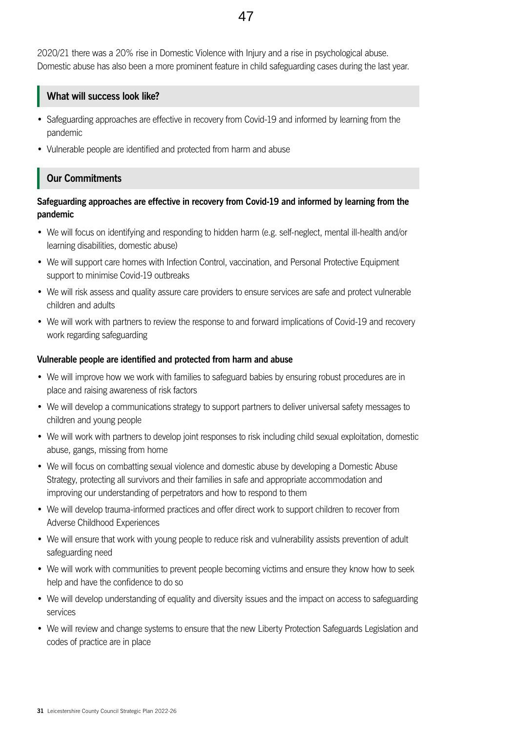2020/21 there was a 20% rise in Domestic Violence with Injury and a rise in psychological abuse. Domestic abuse has also been a more prominent feature in child safeguarding cases during the last year.

## What will success look like?

- Safeguarding approaches are effective in recovery from Covid-19 and informed by learning from the pandemic
- Vulnerable people are identified and protected from harm and abuse

## Our Commitments

**Safeguarding approaches are effective in recovery from Covid-19 and informed by learning from the pandemic**

- We will focus on identifying and responding to hidden harm (e.g. self-neglect, mental ill-health and/or learning disabilities, domestic abuse)
- We will support care homes with Infection Control, vaccination, and Personal Protective Equipment support to minimise Covid-19 outbreaks
- We will risk assess and quality assure care providers to ensure services are safe and protect vulnerable children and adults
- We will work with partners to review the response to and forward implications of Covid-19 and recovery work regarding safeguarding

**Vulnerable people are identified and protected from harm and abuse**

- We will improve how we work with families to safeguard babies by ensuring robust procedures are in place and raising awareness of risk factors
- We will develop a communications strategy to support partners to deliver universal safety messages to children and young people
- We will work with partners to develop joint responses to risk including child sexual exploitation, domestic abuse, gangs, missing from home
- We will focus on combatting sexual violence and domestic abuse by developing a Domestic Abuse Strategy, protecting all survivors and their families in safe and appropriate accommodation and improving our understanding of perpetrators and how to respond to them
- We will develop trauma-informed practices and offer direct work to support children to recover from Adverse Childhood Experiences
- We will ensure that work with young people to reduce risk and vulnerability assists prevention of adult safeguarding need
- We will work with communities to prevent people becoming victims and ensure they know how to seek help and have the confidence to do so
- We will develop understanding of equality and diversity issues and the impact on access to safeguarding services
- We will review and change systems to ensure that the new Liberty Protection Safeguards Legislation and codes of practice are in place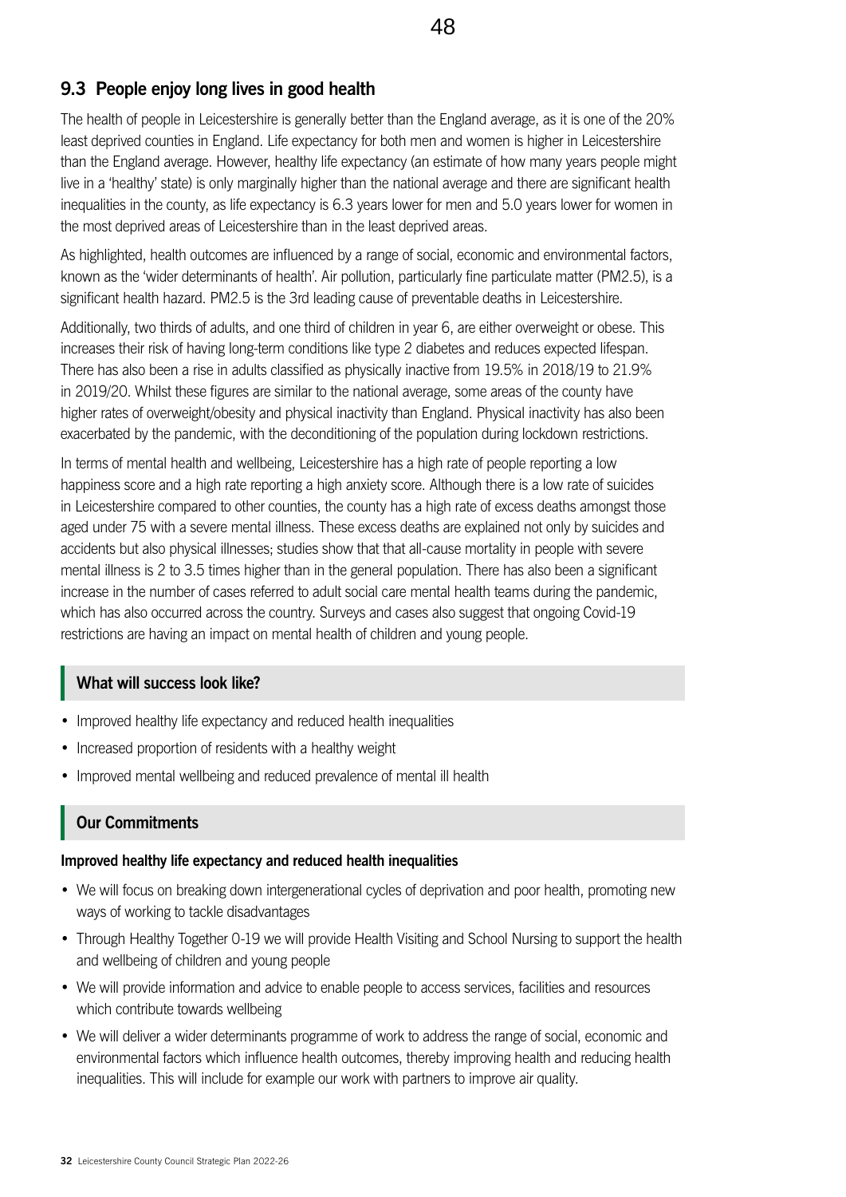## 9.3 People enjoy long lives in good health

The health of people in Leicestershire is generally better than the England average, as it is one of the 20% least deprived counties in England. Life expectancy for both men and women is higher in Leicestershire than the England average. However, healthy life expectancy (an estimate of how many years people might live in a 'healthy' state) is only marginally higher than the national average and there are significant health inequalities in the county, as life expectancy is 6.3 years lower for men and 5.0 years lower for women in the most deprived areas of Leicestershire than in the least deprived areas.

As highlighted, health outcomes are influenced by a range of social, economic and environmental factors, known as the 'wider determinants of health'. Air pollution, particularly fine particulate matter (PM2.5), is a significant health hazard. PM2.5 is the 3rd leading cause of preventable deaths in Leicestershire.

Additionally, two thirds of adults, and one third of children in year 6, are either overweight or obese. This increases their risk of having long-term conditions like type 2 diabetes and reduces expected lifespan. There has also been a rise in adults classified as physically inactive from 19.5% in 2018/19 to 21.9% in 2019/20. Whilst these figures are similar to the national average, some areas of the county have higher rates of overweight/obesity and physical inactivity than England. Physical inactivity has also been exacerbated by the pandemic, with the deconditioning of the population during lockdown restrictions.

In terms of mental health and wellbeing, Leicestershire has a high rate of people reporting a low happiness score and a high rate reporting a high anxiety score. Although there is a low rate of suicides in Leicestershire compared to other counties, the county has a high rate of excess deaths amongst those aged under 75 with a severe mental illness. These excess deaths are explained not only by suicides and accidents but also physical illnesses; studies show that that all-cause mortality in people with severe mental illness is 2 to 3.5 times higher than in the general population. There has also been a significant increase in the number of cases referred to adult social care mental health teams during the pandemic, which has also occurred across the country. Surveys and cases also suggest that ongoing Covid-19 restrictions are having an impact on mental health of children and young people.

### What will success look like?

- Improved healthy life expectancy and reduced health inequalities
- Increased proportion of residents with a healthy weight
- Improved mental wellbeing and reduced prevalence of mental ill health

### Our Commitments

**Improved healthy life expectancy and reduced health inequalities**

- We will focus on breaking down intergenerational cycles of deprivation and poor health, promoting new ways of working to tackle disadvantages
- Through Healthy Together 0-19 we will provide Health Visiting and School Nursing to support the health and wellbeing of children and young people
- We will provide information and advice to enable people to access services, facilities and resources which contribute towards wellbeing
- We will deliver a wider determinants programme of work to address the range of social, economic and environmental factors which influence health outcomes, thereby improving health and reducing health inequalities. This will include for example our work with partners to improve air quality.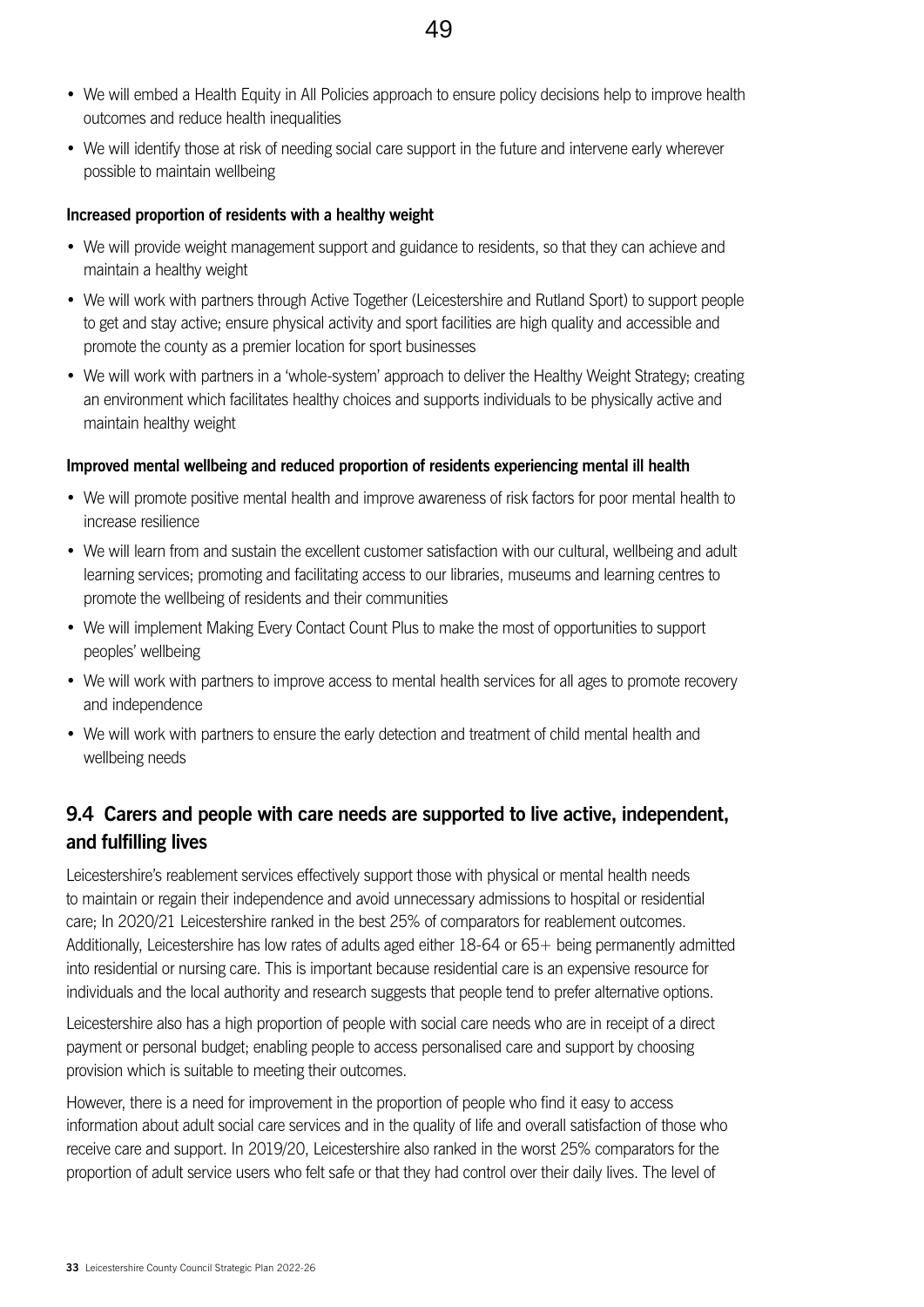- We will embed a Health Equity in All Policies approach to ensure policy decisions help to improve health outcomes and reduce health inequalities
- We will identify those at risk of needing social care support in the future and intervene early wherever possible to maintain wellbeing

**Increased proportion of residents with a healthy weight**

- We will provide weight management support and guidance to residents, so that they can achieve and maintain a healthy weight
- We will work with partners through Active Together (Leicestershire and Rutland Sport) to support people to get and stay active; ensure physical activity and sport facilities are high quality and accessible and promote the county as a premier location for sport businesses
- We will work with partners in a 'whole-system' approach to deliver the Healthy Weight Strategy; creating an environment which facilitates healthy choices and supports individuals to be physically active and maintain healthy weight

**Improved mental wellbeing and reduced proportion of residents experiencing mental ill health**

- We will promote positive mental health and improve awareness of risk factors for poor mental health to increase resilience
- We will learn from and sustain the excellent customer satisfaction with our cultural, wellbeing and adult learning services; promoting and facilitating access to our libraries, museums and learning centres to promote the wellbeing of residents and their communities
- We will implement Making Every Contact Count Plus to make the most of opportunities to support peoples' wellbeing
- We will work with partners to improve access to mental health services for all ages to promote recovery and independence
- We will work with partners to ensure the early detection and treatment of child mental health and wellbeing needs

## 9.4 Carers and people with care needs are supported to live active, independent, and fulfilling lives

Leicestershire's reablement services effectively support those with physical or mental health needs to maintain or regain their independence and avoid unnecessary admissions to hospital or residential care; In 2020/21 Leicestershire ranked in the best 25% of comparators for reablement outcomes. Additionally, Leicestershire has low rates of adults aged either 18-64 or 65+ being permanently admitted into residential or nursing care. This is important because residential care is an expensive resource for individuals and the local authority and research suggests that people tend to prefer alternative options.

Leicestershire also has a high proportion of people with social care needs who are in receipt of a direct payment or personal budget; enabling people to access personalised care and support by choosing provision which is suitable to meeting their outcomes.

However, there is a need for improvement in the proportion of people who find it easy to access information about adult social care services and in the quality of life and overall satisfaction of those who receive care and support. In 2019/20, Leicestershire also ranked in the worst 25% comparators for the proportion of adult service users who felt safe or that they had control over their daily lives. The level of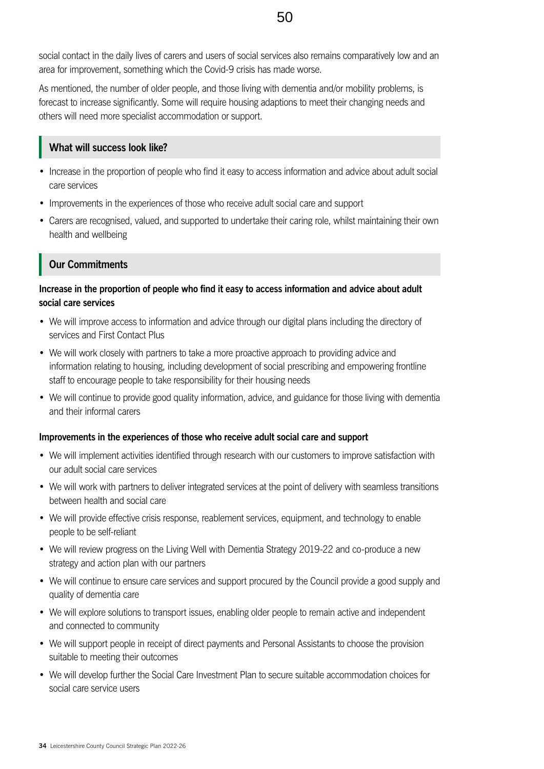social contact in the daily lives of carers and users of social services also remains comparatively low and an area for improvement, something which the Covid-9 crisis has made worse.

As mentioned, the number of older people, and those living with dementia and/or mobility problems, is forecast to increase significantly. Some will require housing adaptions to meet their changing needs and others will need more specialist accommodation or support.

## What will success look like?

- Increase in the proportion of people who find it easy to access information and advice about adult social care services
- Improvements in the experiences of those who receive adult social care and support
- Carers are recognised, valued, and supported to undertake their caring role, whilst maintaining their own health and wellbeing

## Our Commitments

**Increase in the proportion of people who find it easy to access information and advice about adult social care services**

- We will improve access to information and advice through our digital plans including the directory of services and First Contact Plus
- We will work closely with partners to take a more proactive approach to providing advice and information relating to housing, including development of social prescribing and empowering frontline staff to encourage people to take responsibility for their housing needs
- We will continue to provide good quality information, advice, and guidance for those living with dementia and their informal carers

**Improvements in the experiences of those who receive adult social care and support**

- We will implement activities identified through research with our customers to improve satisfaction with our adult social care services
- We will work with partners to deliver integrated services at the point of delivery with seamless transitions between health and social care
- We will provide effective crisis response, reablement services, equipment, and technology to enable people to be self-reliant
- We will review progress on the Living Well with Dementia Strategy 2019-22 and co-produce a new strategy and action plan with our partners
- We will continue to ensure care services and support procured by the Council provide a good supply and quality of dementia care
- We will explore solutions to transport issues, enabling older people to remain active and independent and connected to community
- We will support people in receipt of direct payments and Personal Assistants to choose the provision suitable to meeting their outcomes
- We will develop further the Social Care Investment Plan to secure suitable accommodation choices for social care service users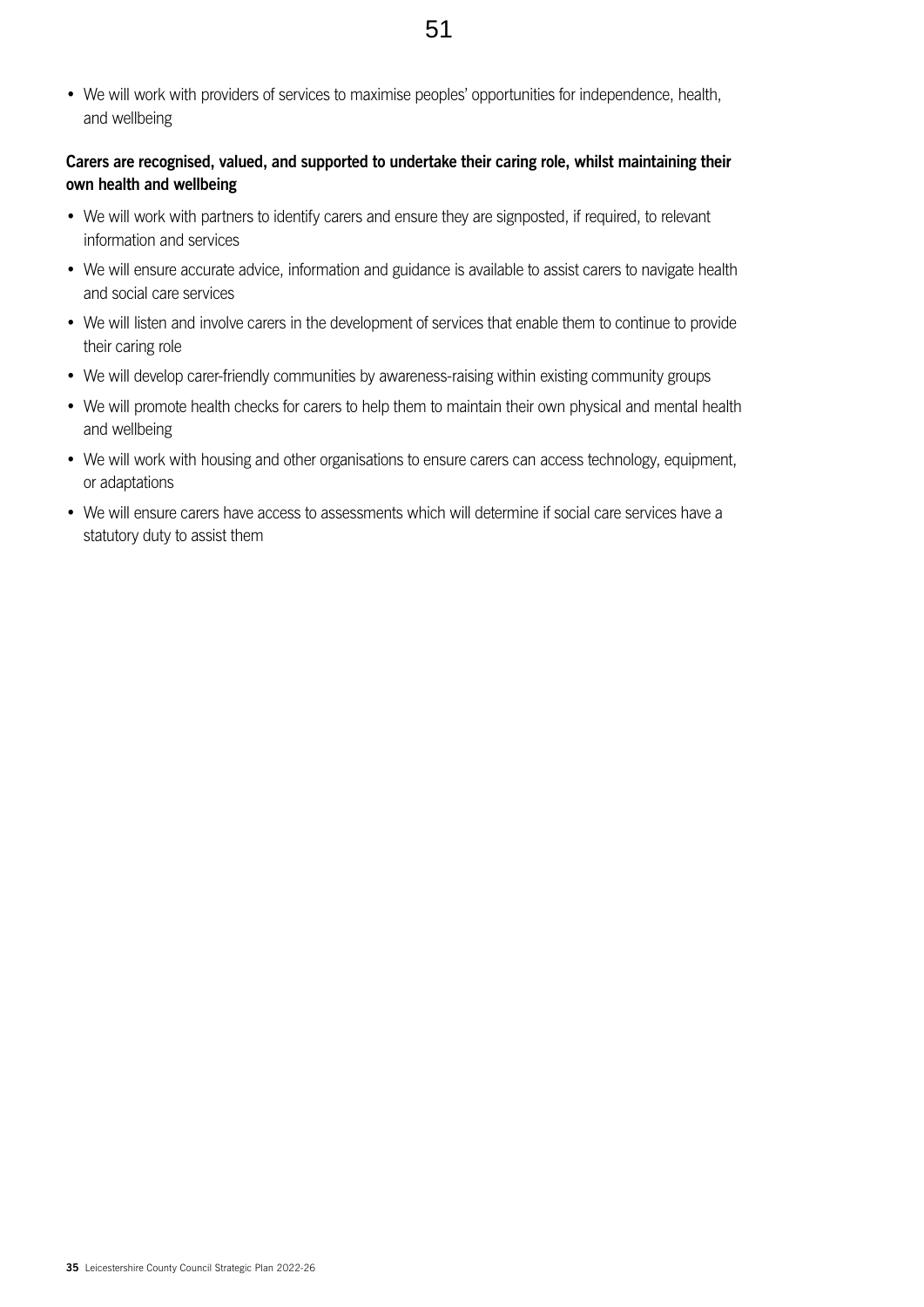- We will work with providers of services to maximise peoples' opportunities for independence, health, and wellbeing

**Carers are recognised, valued, and supported to undertake their caring role, whilst maintaining their own health and wellbeing**

- We will work with partners to identify carers and ensure they are signposted, if required, to relevant information and services
- We will ensure accurate advice, information and guidance is available to assist carers to navigate health and social care services
- We will listen and involve carers in the development of services that enable them to continue to provide their caring role
- We will develop carer-friendly communities by awareness-raising within existing community groups
- We will promote health checks for carers to help them to maintain their own physical and mental health and wellbeing
- We will work with housing and other organisations to ensure carers can access technology, equipment, or adaptations
- We will ensure carers have access to assessments which will determine if social care services have a statutory duty to assist them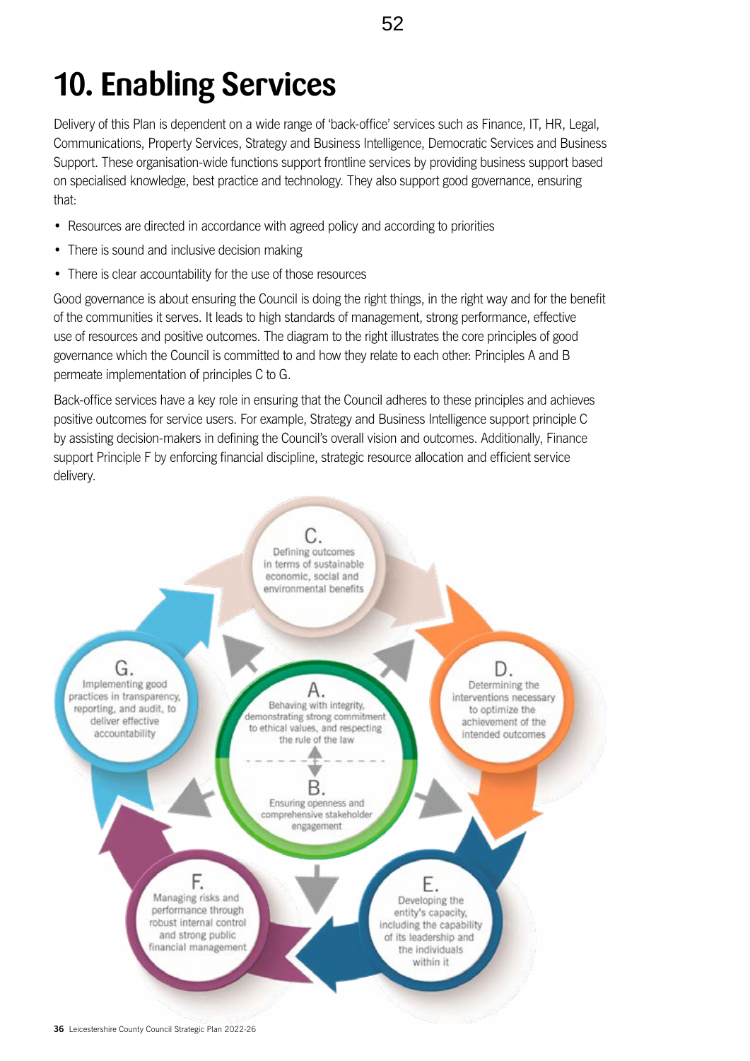# 10. Enabling Services

Delivery of this Plan is dependent on a wide range of 'back-office' services such as Finance, IT, HR, Legal, Communications, Property Services, Strategy and Business Intelligence, Democratic Services and Business Support. These organisation-wide functions support frontline services by providing business support based on specialised knowledge, best practice and technology. They also support good governance, ensuring that:

- Resources are directed in accordance with agreed policy and according to priorities
- There is sound and inclusive decision making
- There is clear accountability for the use of those resources

Good governance is about ensuring the Council is doing the right things, in the right way and for the benefit of the communities it serves. It leads to high standards of management, strong performance, effective use of resources and positive outcomes. The diagram to the right illustrates the core principles of good governance which the Council is committed to and how they relate to each other: Principles A and B permeate implementation of principles C to G.

Back-office services have a key role in ensuring that the Council adheres to these principles and achieves positive outcomes for service users. For example, Strategy and Business Intelligence support principle C by assisting decision-makers in defining the Council's overall vision and outcomes. Additionally, Finance support Principle F by enforcing financial discipline, strategic resource allocation and efficient service delivery.

C. Defining outcomes in terms of sustainable economic, social and environmental benefits

D. Determining the interventions necessary to optimize the achievement of the intended outcomes

E. Developing the entity's capacity, including the capability of its leadership and the individuals within it

F. Managing risks and performance through robust internal control and strong public financial management

G. Implementing good practices in transparency, reporting, and audit, to deliver effective accountability

A. Behaving with integrity, demonstrating strong commitment to ethical values, and respecting the rule of the law

B. Ensuring openness and comprehensive stakeholder engagement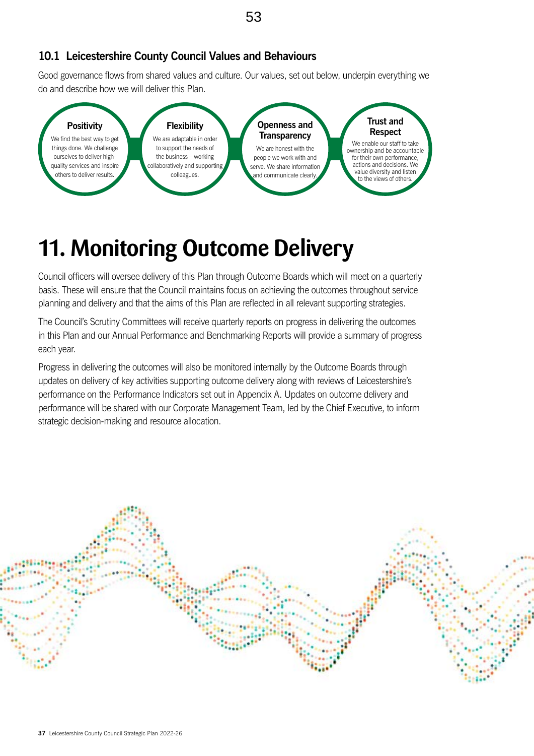### 10.1 Leicestershire County Council Values and Behaviours

Good governance flows from shared values and culture. Our values, set out below, underpin everything we do and describe how we will deliver this Plan.

**Positivity**
We find the best way to get things done. We challenge ourselves to deliver high-quality services and inspire others to deliver results.

**Flexibility**
We are adaptable in order to support the needs of the business – working collaboratively and supporting colleagues.

**Openness and Transparency**
We are honest with the people we work with and serve. We share information and communicate clearly.

**Trust and Respect**
We enable our staff to take ownership and be accountable for their own performance, actions and decisions. We value diversity and listen to the views of others.

# 11. Monitoring Outcome Delivery

Council officers will oversee delivery of this Plan through Outcome Boards which will meet on a quarterly basis. These will ensure that the Council maintains focus on achieving the outcomes throughout service planning and delivery and that the aims of this Plan are reflected in all relevant supporting strategies.

The Council's Scrutiny Committees will receive quarterly reports on progress in delivering the outcomes in this Plan and our Annual Performance and Benchmarking Reports will provide a summary of progress each year.

Progress in delivering the outcomes will also be monitored internally by the Outcome Boards through updates on delivery of key activities supporting outcome delivery along with reviews of Leicestershire's performance on the Performance Indicators set out in Appendix A. Updates on outcome delivery and performance will be shared with our Corporate Management Team, led by the Chief Executive, to inform strategic decision-making and resource allocation.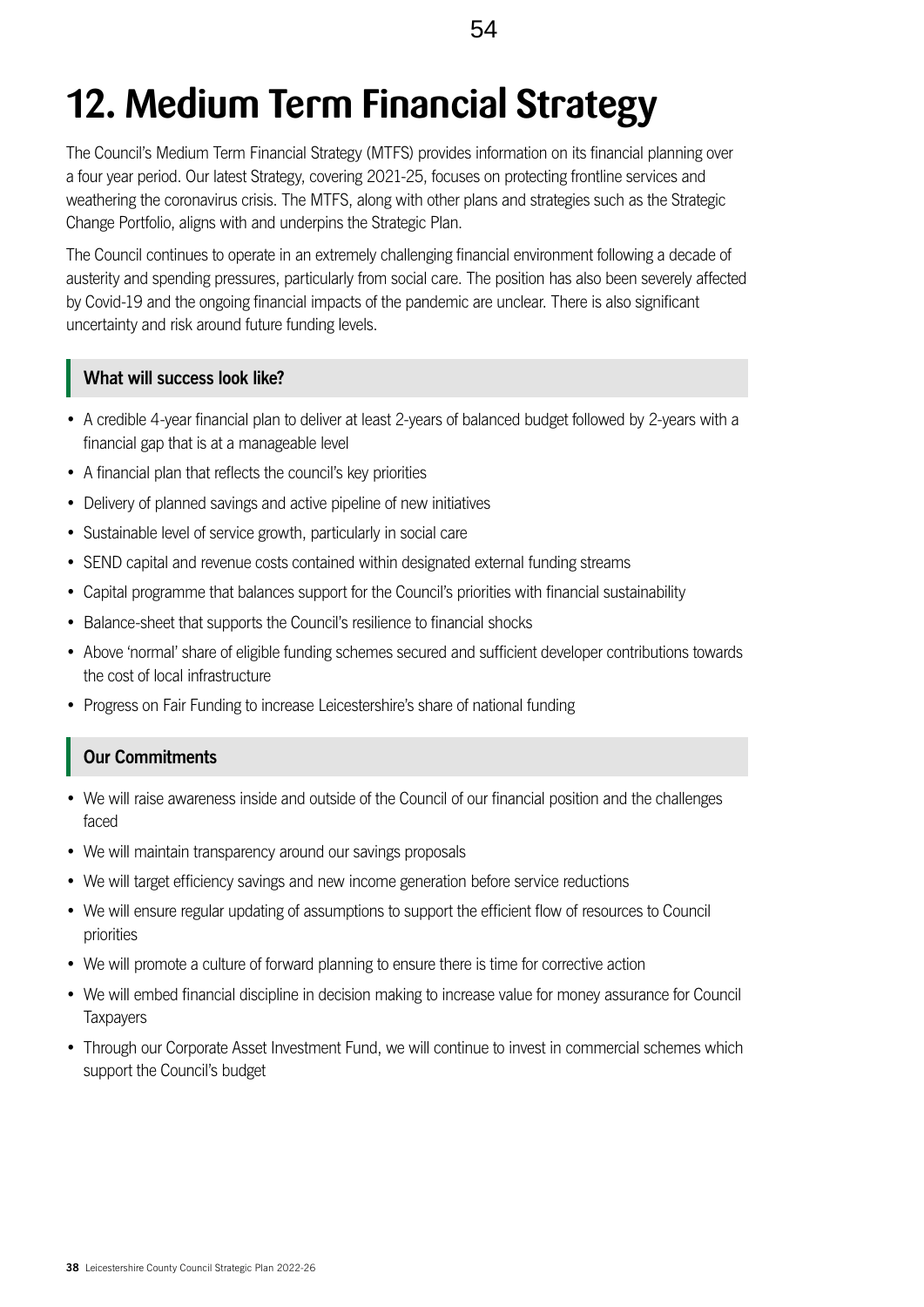# 12. Medium Term Financial Strategy

The Council's Medium Term Financial Strategy (MTFS) provides information on its financial planning over a four year period. Our latest Strategy, covering 2021-25, focuses on protecting frontline services and weathering the coronavirus crisis. The MTFS, along with other plans and strategies such as the Strategic Change Portfolio, aligns with and underpins the Strategic Plan.

The Council continues to operate in an extremely challenging financial environment following a decade of austerity and spending pressures, particularly from social care. The position has also been severely affected by Covid-19 and the ongoing financial impacts of the pandemic are unclear. There is also significant uncertainty and risk around future funding levels.

### What will success look like?

- A credible 4-year financial plan to deliver at least 2-years of balanced budget followed by 2-years with a financial gap that is at a manageable level
- A financial plan that reflects the council's key priorities
- Delivery of planned savings and active pipeline of new initiatives
- Sustainable level of service growth, particularly in social care
- SEND capital and revenue costs contained within designated external funding streams
- Capital programme that balances support for the Council's priorities with financial sustainability
- Balance-sheet that supports the Council's resilience to financial shocks
- Above 'normal' share of eligible funding schemes secured and sufficient developer contributions towards the cost of local infrastructure
- Progress on Fair Funding to increase Leicestershire's share of national funding

### Our Commitments

- We will raise awareness inside and outside of the Council of our financial position and the challenges faced
- We will maintain transparency around our savings proposals
- We will target efficiency savings and new income generation before service reductions
- We will ensure regular updating of assumptions to support the efficient flow of resources to Council priorities
- We will promote a culture of forward planning to ensure there is time for corrective action
- We will embed financial discipline in decision making to increase value for money assurance for Council Taxpayers
- Through our Corporate Asset Investment Fund, we will continue to invest in commercial schemes which support the Council's budget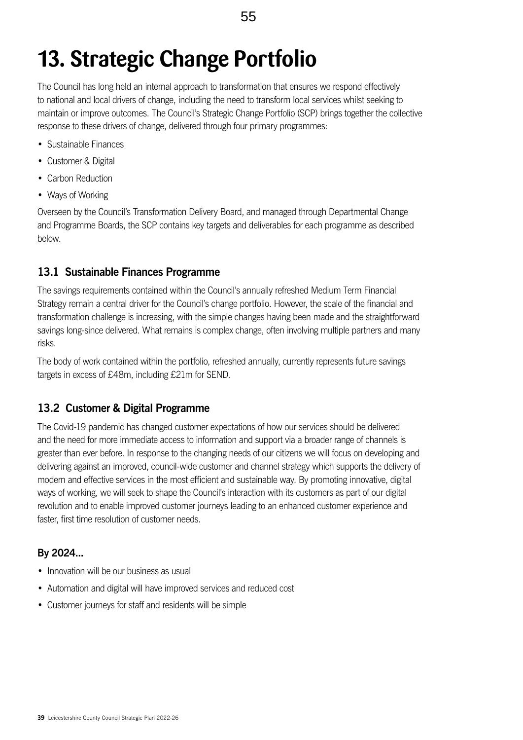# 13. Strategic Change Portfolio

The Council has long held an internal approach to transformation that ensures we respond effectively to national and local drivers of change, including the need to transform local services whilst seeking to maintain or improve outcomes. The Council's Strategic Change Portfolio (SCP) brings together the collective response to these drivers of change, delivered through four primary programmes:

- Sustainable Finances
- Customer & Digital
- Carbon Reduction
- Ways of Working

Overseen by the Council's Transformation Delivery Board, and managed through Departmental Change and Programme Boards, the SCP contains key targets and deliverables for each programme as described below.

## 13.1 Sustainable Finances Programme

The savings requirements contained within the Council's annually refreshed Medium Term Financial Strategy remain a central driver for the Council's change portfolio. However, the scale of the financial and transformation challenge is increasing, with the simple changes having been made and the straightforward savings long-since delivered. What remains is complex change, often involving multiple partners and many risks.

The body of work contained within the portfolio, refreshed annually, currently represents future savings targets in excess of £48m, including £21m for SEND.

## 13.2 Customer & Digital Programme

The Covid-19 pandemic has changed customer expectations of how our services should be delivered and the need for more immediate access to information and support via a broader range of channels is greater than ever before. In response to the changing needs of our citizens we will focus on developing and delivering against an improved, council-wide customer and channel strategy which supports the delivery of modern and effective services in the most efficient and sustainable way. By promoting innovative, digital ways of working, we will seek to shape the Council's interaction with its customers as part of our digital revolution and to enable improved customer journeys leading to an enhanced customer experience and faster, first time resolution of customer needs.

### By 2024...

- Innovation will be our business as usual
- Automation and digital will have improved services and reduced cost
- Customer journeys for staff and residents will be simple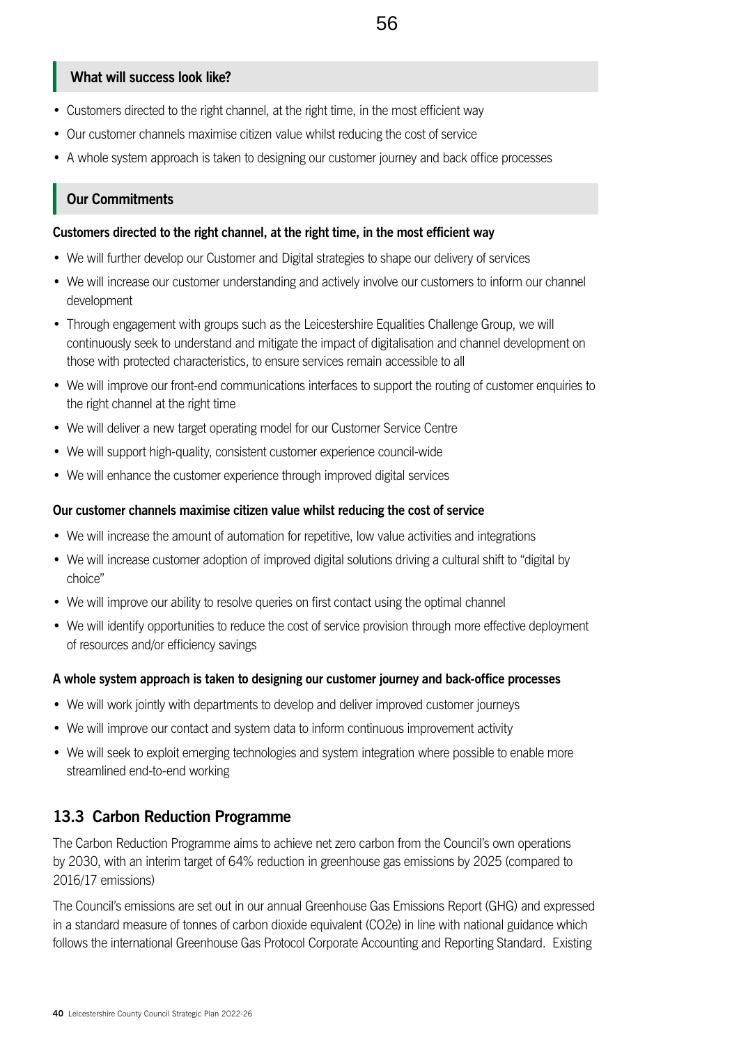### What will success look like?

- Customers directed to the right channel, at the right time, in the most efficient way
- Our customer channels maximise citizen value whilst reducing the cost of service
- A whole system approach is taken to designing our customer journey and back office processes

### Our Commitments

**Customers directed to the right channel, at the right time, in the most efficient way**

- We will further develop our Customer and Digital strategies to shape our delivery of services
- We will increase our customer understanding and actively involve our customers to inform our channel development
- Through engagement with groups such as the Leicestershire Equalities Challenge Group, we will continuously seek to understand and mitigate the impact of digitalisation and channel development on those with protected characteristics, to ensure services remain accessible to all
- We will improve our front-end communications interfaces to support the routing of customer enquiries to the right channel at the right time
- We will deliver a new target operating model for our Customer Service Centre
- We will support high-quality, consistent customer experience council-wide
- We will enhance the customer experience through improved digital services

**Our customer channels maximise citizen value whilst reducing the cost of service**

- We will increase the amount of automation for repetitive, low value activities and integrations
- We will increase customer adoption of improved digital solutions driving a cultural shift to "digital by choice"
- We will improve our ability to resolve queries on first contact using the optimal channel
- We will identify opportunities to reduce the cost of service provision through more effective deployment of resources and/or efficiency savings

**A whole system approach is taken to designing our customer journey and back-office processes**

- We will work jointly with departments to develop and deliver improved customer journeys
- We will improve our contact and system data to inform continuous improvement activity
- We will seek to exploit emerging technologies and system integration where possible to enable more streamlined end-to-end working

## 13.3 Carbon Reduction Programme

The Carbon Reduction Programme aims to achieve net zero carbon from the Council's own operations by 2030, with an interim target of 64% reduction in greenhouse gas emissions by 2025 (compared to 2016/17 emissions)

The Council's emissions are set out in our annual Greenhouse Gas Emissions Report (GHG) and expressed in a standard measure of tonnes of carbon dioxide equivalent ($CO_2e$) in line with national guidance which follows the international Greenhouse Gas Protocol Corporate Accounting and Reporting Standard. Existing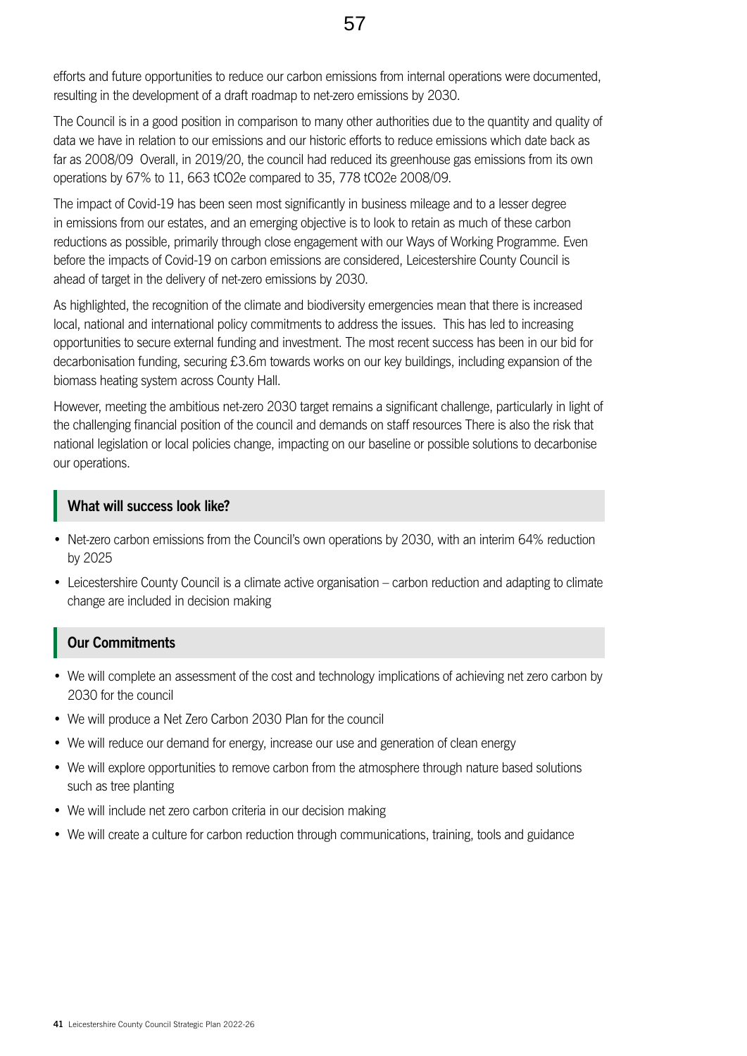efforts and future opportunities to reduce our carbon emissions from internal operations were documented, resulting in the development of a draft roadmap to net-zero emissions by 2030.

The Council is in a good position in comparison to many other authorities due to the quantity and quality of data we have in relation to our emissions and our historic efforts to reduce emissions which date back as far as 2008/09 Overall, in 2019/20, the council had reduced its greenhouse gas emissions from its own operations by 67% to 11, 663 tCO2e compared to 35, 778 tCO2e 2008/09.

The impact of Covid-19 has been seen most significantly in business mileage and to a lesser degree in emissions from our estates, and an emerging objective is to look to retain as much of these carbon reductions as possible, primarily through close engagement with our Ways of Working Programme. Even before the impacts of Covid-19 on carbon emissions are considered, Leicestershire County Council is ahead of target in the delivery of net-zero emissions by 2030.

As highlighted, the recognition of the climate and biodiversity emergencies mean that there is increased local, national and international policy commitments to address the issues. This has led to increasing opportunities to secure external funding and investment. The most recent success has been in our bid for decarbonisation funding, securing £3.6m towards works on our key buildings, including expansion of the biomass heating system across County Hall.

However, meeting the ambitious net-zero 2030 target remains a significant challenge, particularly in light of the challenging financial position of the council and demands on staff resources There is also the risk that national legislation or local policies change, impacting on our baseline or possible solutions to decarbonise our operations.

### What will success look like?

- Net-zero carbon emissions from the Council's own operations by 2030, with an interim 64% reduction by 2025
- Leicestershire County Council is a climate active organisation – carbon reduction and adapting to climate change are included in decision making

### Our Commitments

- We will complete an assessment of the cost and technology implications of achieving net zero carbon by 2030 for the council
- We will produce a Net Zero Carbon 2030 Plan for the council
- We will reduce our demand for energy, increase our use and generation of clean energy
- We will explore opportunities to remove carbon from the atmosphere through nature based solutions such as tree planting
- We will include net zero carbon criteria in our decision making
- We will create a culture for carbon reduction through communications, training, tools and guidance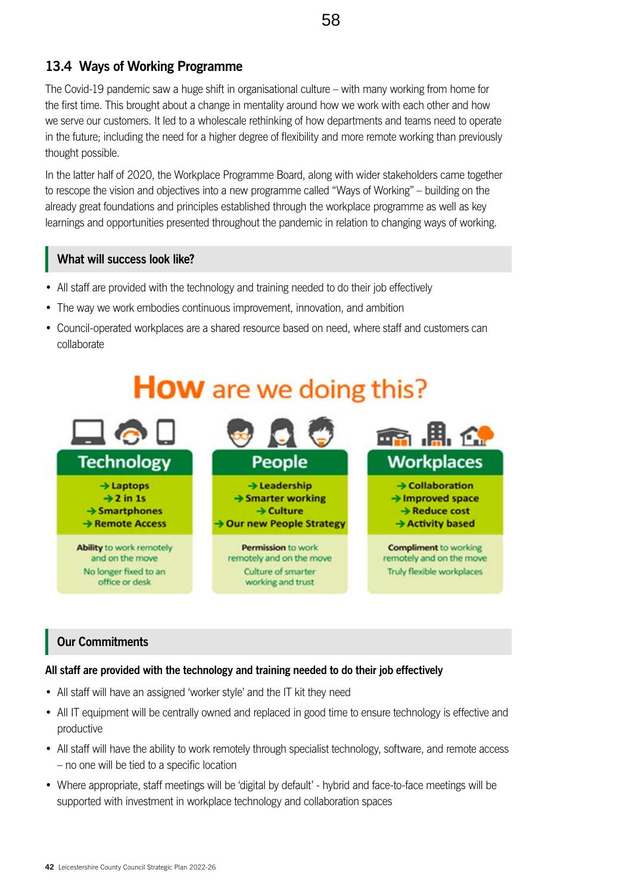## 13.4 Ways of Working Programme

The Covid-19 pandemic saw a huge shift in organisational culture – with many working from home for the first time. This brought about a change in mentality around how we work with each other and how we serve our customers. It led to a wholescale rethinking of how departments and teams need to operate in the future; including the need for a higher degree of flexibility and more remote working than previously thought possible.

In the latter half of 2020, the Workplace Programme Board, along with wider stakeholders came together to rescope the vision and objectives into a new programme called "Ways of Working" – building on the already great foundations and principles established through the workplace programme as well as key learnings and opportunities presented throughout the pandemic in relation to changing ways of working.

### What will success look like?

- All staff are provided with the technology and training needed to do their job effectively
- The way we work embodies continuous improvement, innovation, and ambition
- Council-operated workplaces are a shared resource based on need, where staff and customers can collaborate

## How are we doing this?

| Technology | People | Workplaces |
| --- | --- | --- |
| → Laptops<br>→ 2 in 1s<br>→ Smartphones<br>→ Remote Access | → Leadership<br>→ Smarter working<br>→ Culture<br>→ Our new People Strategy | → Collaboration<br>→ Improved space<br>→ Reduce cost<br>→ Activity based |
| **Ability** to work remotely and on the move<br>No longer fixed to an office or desk | **Permission** to work remotely and on the move<br>Culture of smarter working and trust | **Compliment** to working remotely and on the move<br>Truly flexible workplaces |

### Our Commitments

**All staff are provided with the technology and training needed to do their job effectively**

- All staff will have an assigned 'worker style' and the IT kit they need
- All IT equipment will be centrally owned and replaced in good time to ensure technology is effective and productive
- All staff will have the ability to work remotely through specialist technology, software, and remote access – no one will be tied to a specific location
- Where appropriate, staff meetings will be 'digital by default' - hybrid and face-to-face meetings will be supported with investment in workplace technology and collaboration spaces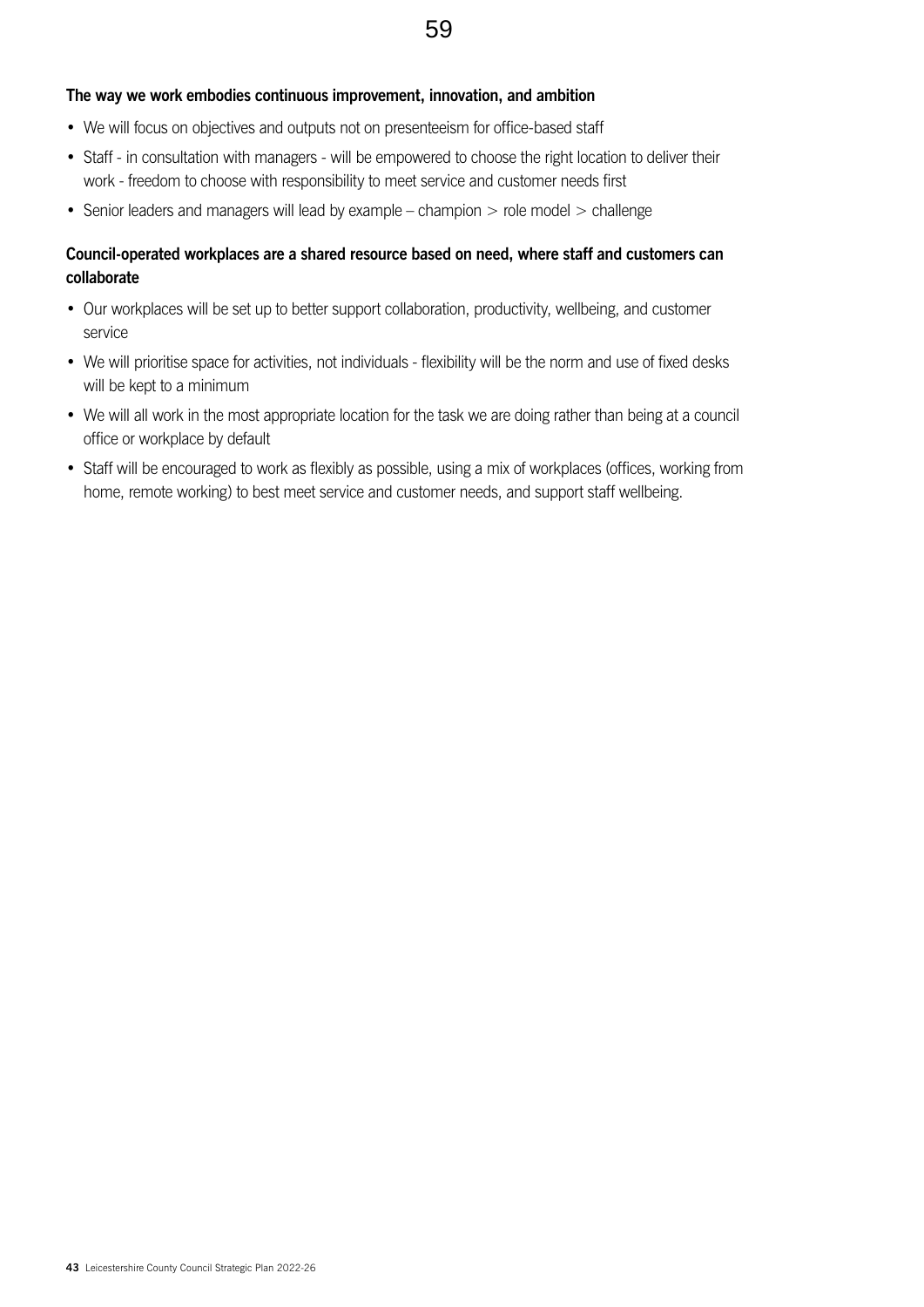**The way we work embodies continuous improvement, innovation, and ambition**

- We will focus on objectives and outputs not on presenteeism for office-based staff
- Staff - in consultation with managers - will be empowered to choose the right location to deliver their work - freedom to choose with responsibility to meet service and customer needs first
- Senior leaders and managers will lead by example – champion > role model > challenge

**Council-operated workplaces are a shared resource based on need, where staff and customers can collaborate**

- Our workplaces will be set up to better support collaboration, productivity, wellbeing, and customer service
- We will prioritise space for activities, not individuals - flexibility will be the norm and use of fixed desks will be kept to a minimum
- We will all work in the most appropriate location for the task we are doing rather than being at a council office or workplace by default
- Staff will be encouraged to work as flexibly as possible, using a mix of workplaces (offices, working from home, remote working) to best meet service and customer needs, and support staff wellbeing.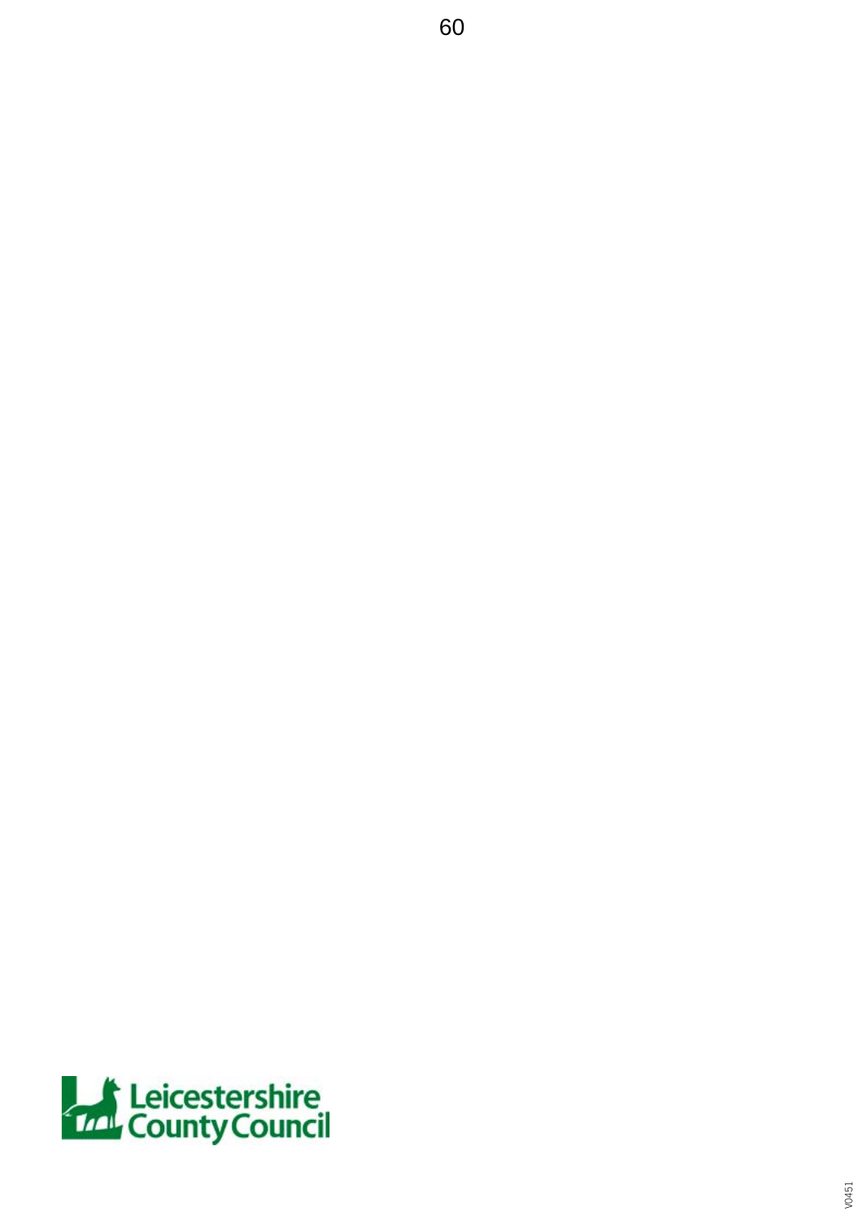Leicestershire County Council

V0451